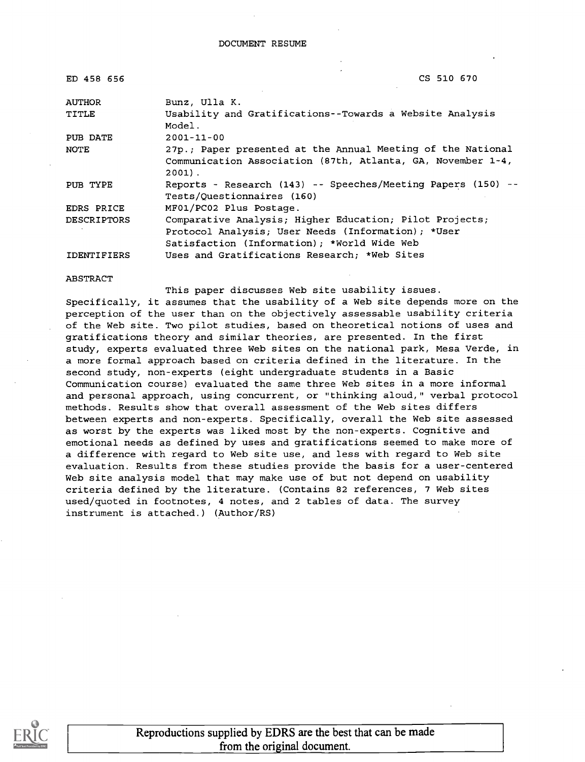DOCUMENT RESUME

| | |
|---|---|
| ED 458 656 | CS 510 670 |
| AUTHOR | Bunz, Ulla K. |
| TITLE | Usability and Gratifications--Towards a Website Analysis Model. |
| PUB DATE | 2001-11-00 |
| NOTE | 27p.; Paper presented at the Annual Meeting of the National Communication Association (87th, Atlanta, GA, November 1-4, 2001). |
| PUB TYPE | Reports - Research (143) -- Speeches/Meeting Papers (150) -- Tests/Questionnaires (160) |
| EDRS PRICE | MF01/PC02 Plus Postage. |
| DESCRIPTORS | Comparative Analysis; Higher Education; Pilot Projects; Protocol Analysis; User Needs (Information); *User Satisfaction (Information); *World Wide Web |
| IDENTIFIERS | Uses and Gratifications Research; *Web Sites |

ABSTRACT

This paper discusses Web site usability issues. Specifically, it assumes that the usability of a Web site depends more on the perception of the user than on the objectively assessable usability criteria of the Web site. Two pilot studies, based on theoretical notions of uses and gratifications theory and similar theories, are presented. In the first study, experts evaluated three Web sites on the national park, Mesa Verde, in a more formal approach based on criteria defined in the literature. In the second study, non-experts (eight undergraduate students in a Basic Communication course) evaluated the same three Web sites in a more informal and personal approach, using concurrent, or "thinking aloud," verbal protocol methods. Results show that overall assessment of the Web sites differs between experts and non-experts. Specifically, overall the Web site assessed as worst by the experts was liked most by the non-experts. Cognitive and emotional needs as defined by uses and gratifications seemed to make more of a difference with regard to Web site use, and less with regard to Web site evaluation. Results from these studies provide the basis for a user-centered Web site analysis model that may make use of but not depend on usability criteria defined by the literature. (Contains 82 references, 7 Web sites used/quoted in footnotes, 4 notes, and 2 tables of data. The survey instrument is attached.) (Author/RS)

Reproductions supplied by EDRS are the best that can be made from the original document.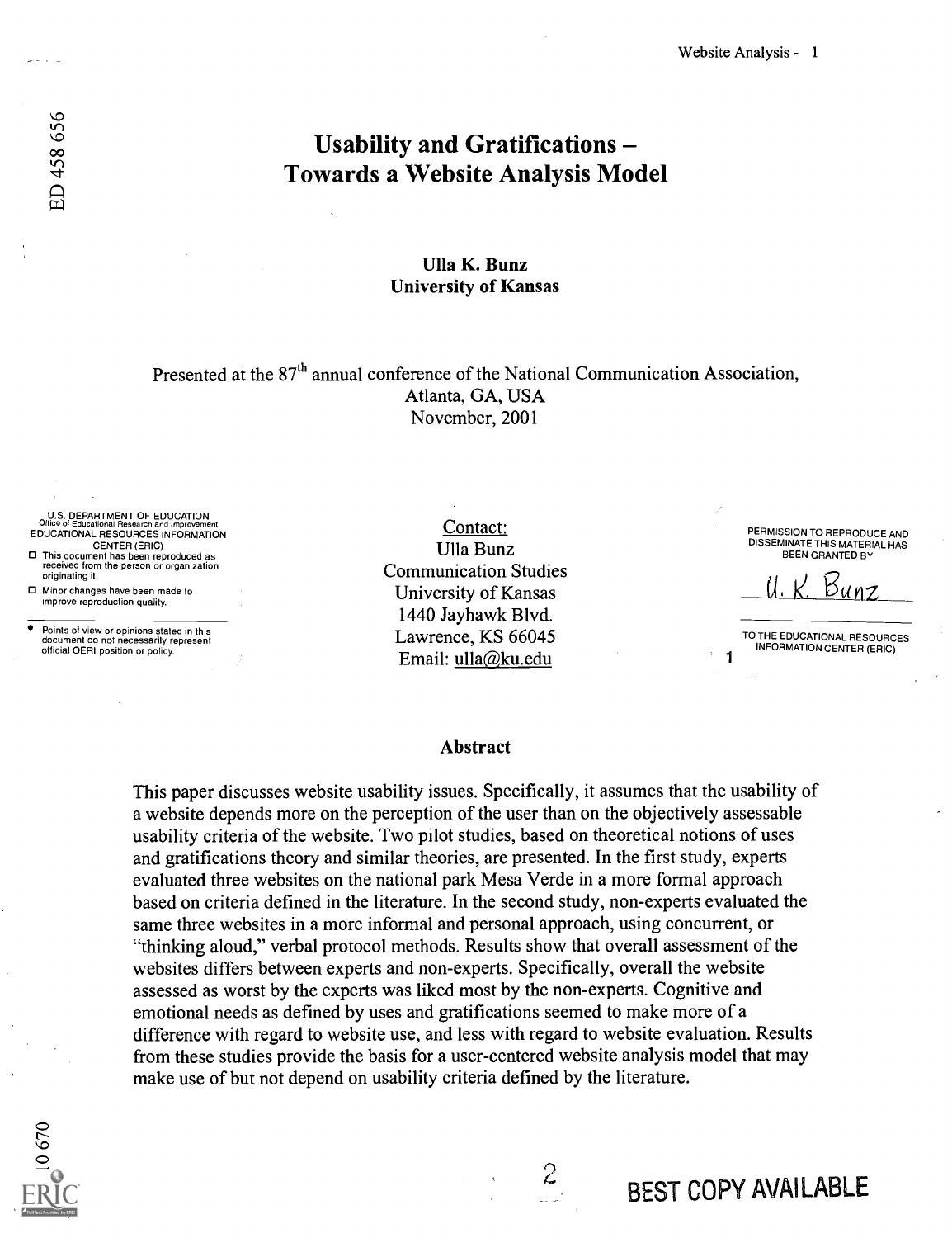# Usability and Gratifications – Towards a Website Analysis Model

**Ulla K. Bunz**
**University of Kansas**

Presented at the 87th annual conference of the National Communication Association, Atlanta, GA, USA
November, 2001

U.S. DEPARTMENT OF EDUCATION
Office of Educational Research and Improvement
EDUCATIONAL RESOURCES INFORMATION CENTER (ERIC)

- This document has been reproduced as received from the person or organization originating it.
- Minor changes have been made to improve reproduction quality.
- Points of view or opinions stated in this document do not necessarily represent official OERI position or policy.

Contact:
Ulla Bunz
Communication Studies
University of Kansas
1440 Jayhawk Blvd.
Lawrence, KS 66045
Email: ulla@ku.edu

PERMISSION TO REPRODUCE AND DISSEMINATE THIS MATERIAL HAS BEEN GRANTED BY

U. K. Bunz

TO THE EDUCATIONAL RESOURCES INFORMATION CENTER (ERIC)

## Abstract

This paper discusses website usability issues. Specifically, it assumes that the usability of a website depends more on the perception of the user than on the objectively assessable usability criteria of the website. Two pilot studies, based on theoretical notions of uses and gratifications theory and similar theories, are presented. In the first study, experts evaluated three websites on the national park Mesa Verde in a more formal approach based on criteria defined in the literature. In the second study, non-experts evaluated the same three websites in a more informal and personal approach, using concurrent, or "thinking aloud," verbal protocol methods. Results show that overall assessment of the websites differs between experts and non-experts. Specifically, overall the website assessed as worst by the experts was liked most by the non-experts. Cognitive and emotional needs as defined by uses and gratifications seemed to make more of a difference with regard to website use, and less with regard to website evaluation. Results from these studies provide the basis for a user-centered website analysis model that may make use of but not depend on usability criteria defined by the literature.

BEST COPY AVAILABLE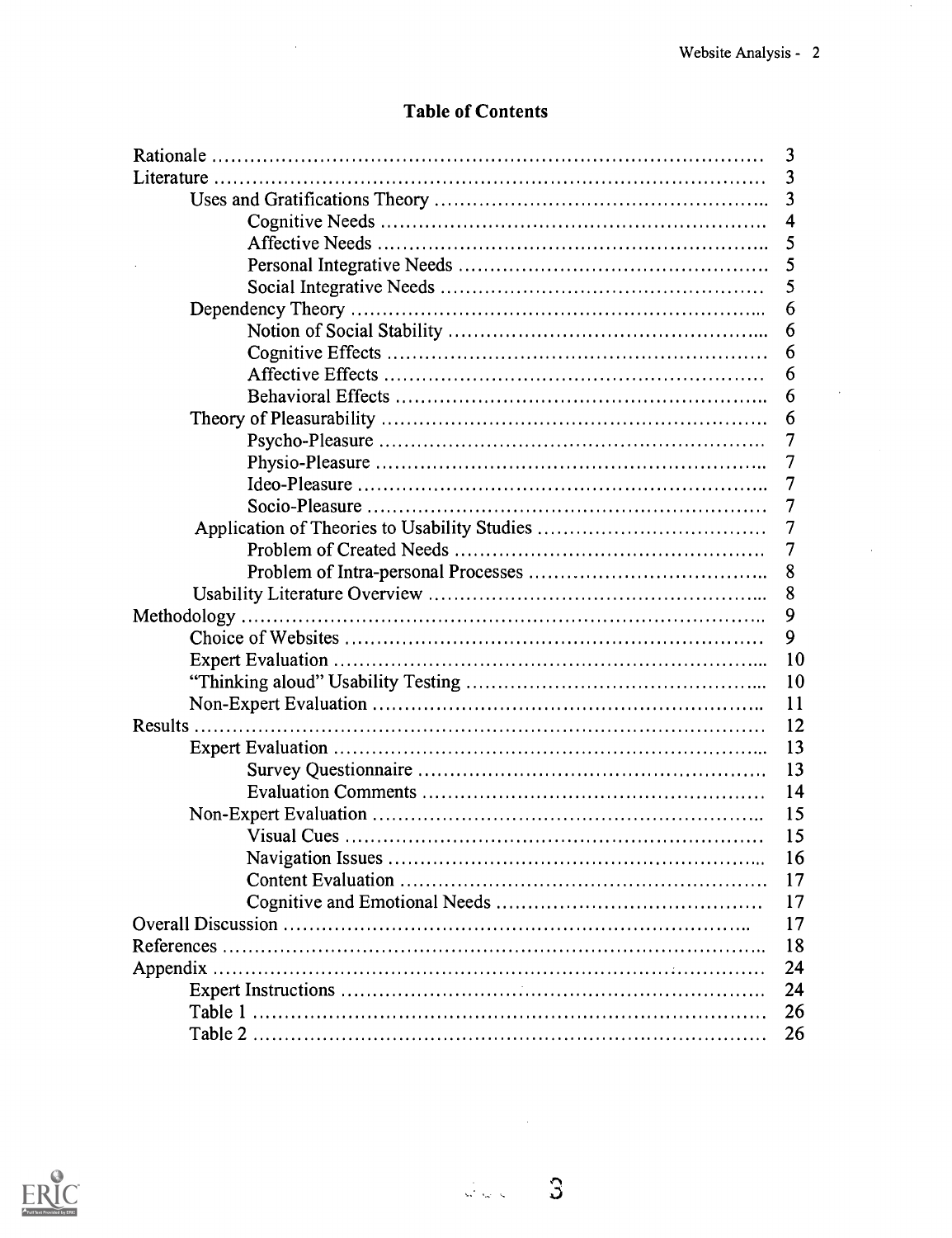## Table of Contents

| | |
|---|---|
| Rationale | 3 |
| Literature | 3 |
| &nbsp;&nbsp;&nbsp;&nbsp;Uses and Gratifications Theory | 3 |
| &nbsp;&nbsp;&nbsp;&nbsp;&nbsp;&nbsp;&nbsp;&nbsp;Cognitive Needs | 4 |
| &nbsp;&nbsp;&nbsp;&nbsp;&nbsp;&nbsp;&nbsp;&nbsp;Affective Needs | 5 |
| &nbsp;&nbsp;&nbsp;&nbsp;&nbsp;&nbsp;&nbsp;&nbsp;Personal Integrative Needs | 5 |
| &nbsp;&nbsp;&nbsp;&nbsp;&nbsp;&nbsp;&nbsp;&nbsp;Social Integrative Needs | 5 |
| &nbsp;&nbsp;&nbsp;&nbsp;Dependency Theory | 6 |
| &nbsp;&nbsp;&nbsp;&nbsp;&nbsp;&nbsp;&nbsp;&nbsp;Notion of Social Stability | 6 |
| &nbsp;&nbsp;&nbsp;&nbsp;&nbsp;&nbsp;&nbsp;&nbsp;Cognitive Effects | 6 |
| &nbsp;&nbsp;&nbsp;&nbsp;&nbsp;&nbsp;&nbsp;&nbsp;Affective Effects | 6 |
| &nbsp;&nbsp;&nbsp;&nbsp;&nbsp;&nbsp;&nbsp;&nbsp;Behavioral Effects | 6 |
| &nbsp;&nbsp;&nbsp;&nbsp;Theory of Pleasurability | 6 |
| &nbsp;&nbsp;&nbsp;&nbsp;&nbsp;&nbsp;&nbsp;&nbsp;Psycho-Pleasure | 7 |
| &nbsp;&nbsp;&nbsp;&nbsp;&nbsp;&nbsp;&nbsp;&nbsp;Physio-Pleasure | 7 |
| &nbsp;&nbsp;&nbsp;&nbsp;&nbsp;&nbsp;&nbsp;&nbsp;Ideo-Pleasure | 7 |
| &nbsp;&nbsp;&nbsp;&nbsp;&nbsp;&nbsp;&nbsp;&nbsp;Socio-Pleasure | 7 |
| &nbsp;&nbsp;&nbsp;&nbsp;Application of Theories to Usability Studies | 7 |
| &nbsp;&nbsp;&nbsp;&nbsp;&nbsp;&nbsp;&nbsp;&nbsp;Problem of Created Needs | 7 |
| &nbsp;&nbsp;&nbsp;&nbsp;&nbsp;&nbsp;&nbsp;&nbsp;Problem of Intra-personal Processes | 8 |
| &nbsp;&nbsp;&nbsp;&nbsp;Usability Literature Overview | 8 |
| Methodology | 9 |
| &nbsp;&nbsp;&nbsp;&nbsp;Choice of Websites | 9 |
| &nbsp;&nbsp;&nbsp;&nbsp;Expert Evaluation | 10 |
| &nbsp;&nbsp;&nbsp;&nbsp;"Thinking aloud" Usability Testing | 10 |
| &nbsp;&nbsp;&nbsp;&nbsp;Non-Expert Evaluation | 11 |
| Results | 12 |
| &nbsp;&nbsp;&nbsp;&nbsp;Expert Evaluation | 13 |
| &nbsp;&nbsp;&nbsp;&nbsp;&nbsp;&nbsp;&nbsp;&nbsp;Survey Questionnaire | 13 |
| &nbsp;&nbsp;&nbsp;&nbsp;&nbsp;&nbsp;&nbsp;&nbsp;Evaluation Comments | 14 |
| &nbsp;&nbsp;&nbsp;&nbsp;Non-Expert Evaluation | 15 |
| &nbsp;&nbsp;&nbsp;&nbsp;&nbsp;&nbsp;&nbsp;&nbsp;Visual Cues | 15 |
| &nbsp;&nbsp;&nbsp;&nbsp;&nbsp;&nbsp;&nbsp;&nbsp;Navigation Issues | 16 |
| &nbsp;&nbsp;&nbsp;&nbsp;&nbsp;&nbsp;&nbsp;&nbsp;Content Evaluation | 17 |
| &nbsp;&nbsp;&nbsp;&nbsp;&nbsp;&nbsp;&nbsp;&nbsp;Cognitive and Emotional Needs | 17 |
| Overall Discussion | 17 |
| References | 18 |
| Appendix | 24 |
| &nbsp;&nbsp;&nbsp;&nbsp;Expert Instructions | 24 |
| &nbsp;&nbsp;&nbsp;&nbsp;Table 1 | 26 |
| &nbsp;&nbsp;&nbsp;&nbsp;Table 2 | 26 |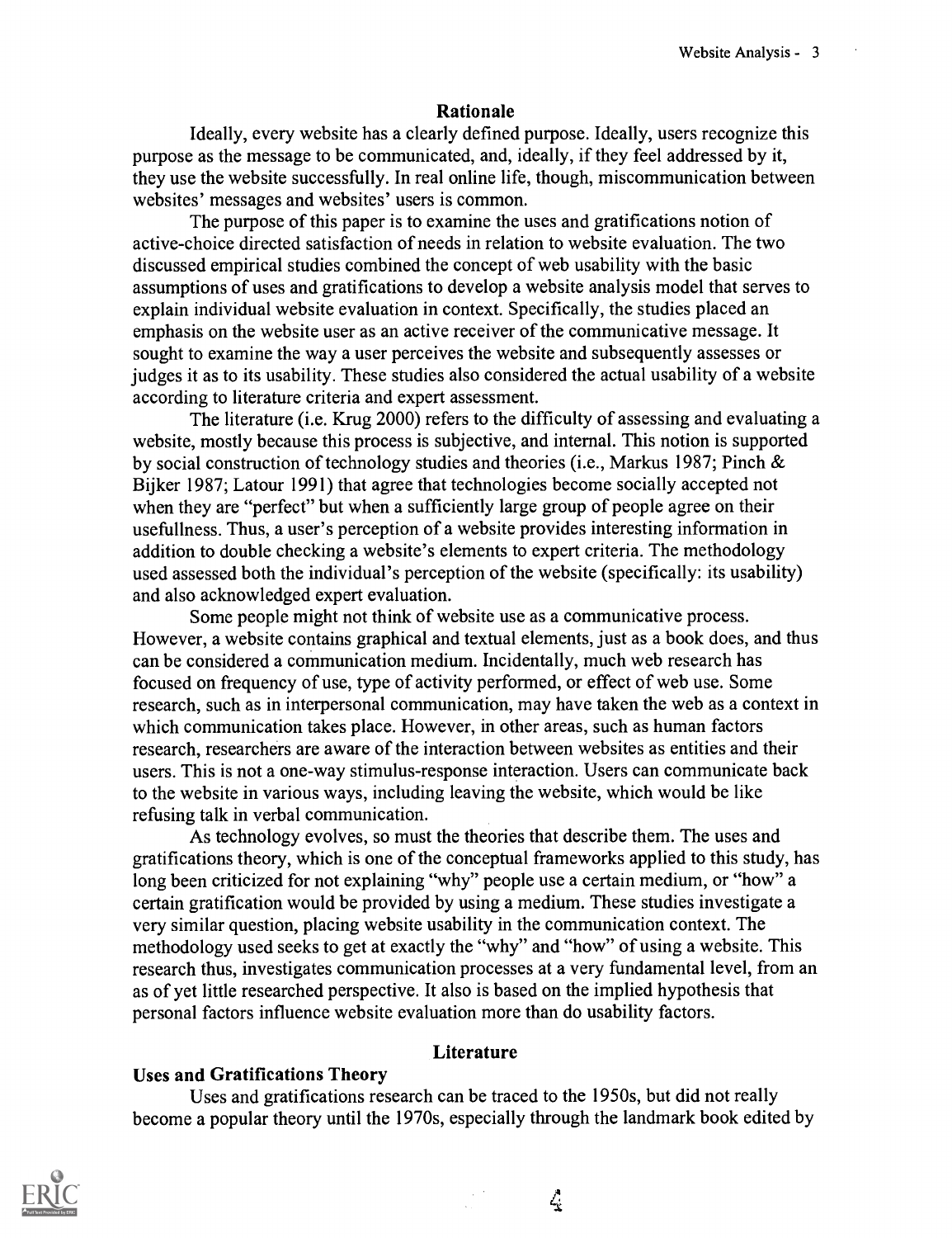## Rationale

Ideally, every website has a clearly defined purpose. Ideally, users recognize this purpose as the message to be communicated, and, ideally, if they feel addressed by it, they use the website successfully. In real online life, though, miscommunication between websites' messages and websites' users is common.

The purpose of this paper is to examine the uses and gratifications notion of active-choice directed satisfaction of needs in relation to website evaluation. The two discussed empirical studies combined the concept of web usability with the basic assumptions of uses and gratifications to develop a website analysis model that serves to explain individual website evaluation in context. Specifically, the studies placed an emphasis on the website user as an active receiver of the communicative message. It sought to examine the way a user perceives the website and subsequently assesses or judges it as to its usability. These studies also considered the actual usability of a website according to literature criteria and expert assessment.

The literature (i.e. Krug 2000) refers to the difficulty of assessing and evaluating a website, mostly because this process is subjective, and internal. This notion is supported by social construction of technology studies and theories (i.e., Markus 1987; Pinch & Bijker 1987; Latour 1991) that agree that technologies become socially accepted not when they are "perfect" but when a sufficiently large group of people agree on their usefullness. Thus, a user's perception of a website provides interesting information in addition to double checking a website's elements to expert criteria. The methodology used assessed both the individual's perception of the website (specifically: its usability) and also acknowledged expert evaluation.

Some people might not think of website use as a communicative process. However, a website contains graphical and textual elements, just as a book does, and thus can be considered a communication medium. Incidentally, much web research has focused on frequency of use, type of activity performed, or effect of web use. Some research, such as in interpersonal communication, may have taken the web as a context in which communication takes place. However, in other areas, such as human factors research, researchers are aware of the interaction between websites as entities and their users. This is not a one-way stimulus-response interaction. Users can communicate back to the website in various ways, including leaving the website, which would be like refusing talk in verbal communication.

As technology evolves, so must the theories that describe them. The uses and gratifications theory, which is one of the conceptual frameworks applied to this study, has long been criticized for not explaining "why" people use a certain medium, or "how" a certain gratification would be provided by using a medium. These studies investigate a very similar question, placing website usability in the communication context. The methodology used seeks to get at exactly the "why" and "how" of using a website. This research thus, investigates communication processes at a very fundamental level, from an as of yet little researched perspective. It also is based on the implied hypothesis that personal factors influence website evaluation more than do usability factors.

## Literature

### Uses and Gratifications Theory

Uses and gratifications research can be traced to the 1950s, but did not really become a popular theory until the 1970s, especially through the landmark book edited by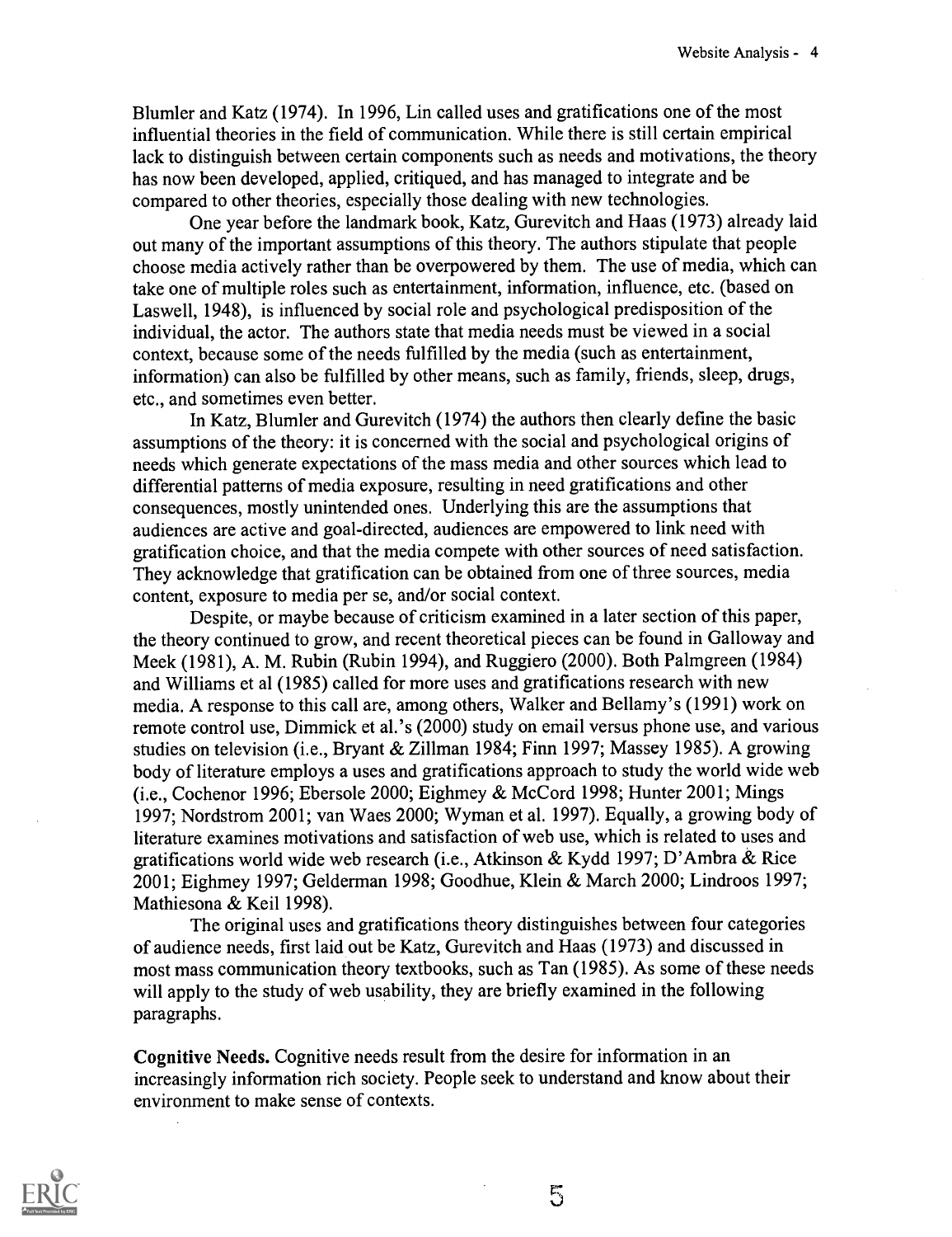Blumler and Katz (1974). In 1996, Lin called uses and gratifications one of the most influential theories in the field of communication. While there is still certain empirical lack to distinguish between certain components such as needs and motivations, the theory has now been developed, applied, critiqued, and has managed to integrate and be compared to other theories, especially those dealing with new technologies.

One year before the landmark book, Katz, Gurevitch and Haas (1973) already laid out many of the important assumptions of this theory. The authors stipulate that people choose media actively rather than be overpowered by them. The use of media, which can take one of multiple roles such as entertainment, information, influence, etc. (based on Laswell, 1948), is influenced by social role and psychological predisposition of the individual, the actor. The authors state that media needs must be viewed in a social context, because some of the needs fulfilled by the media (such as entertainment, information) can also be fulfilled by other means, such as family, friends, sleep, drugs, etc., and sometimes even better.

In Katz, Blumler and Gurevitch (1974) the authors then clearly define the basic assumptions of the theory: it is concerned with the social and psychological origins of needs which generate expectations of the mass media and other sources which lead to differential patterns of media exposure, resulting in need gratifications and other consequences, mostly unintended ones. Underlying this are the assumptions that audiences are active and goal-directed, audiences are empowered to link need with gratification choice, and that the media compete with other sources of need satisfaction. They acknowledge that gratification can be obtained from one of three sources, media content, exposure to media per se, and/or social context.

Despite, or maybe because of criticism examined in a later section of this paper, the theory continued to grow, and recent theoretical pieces can be found in Galloway and Meek (1981), A. M. Rubin (Rubin 1994), and Ruggiero (2000). Both Palmgreen (1984) and Williams et al (1985) called for more uses and gratifications research with new media. A response to this call are, among others, Walker and Bellamy's (1991) work on remote control use, Dimmick et al.'s (2000) study on email versus phone use, and various studies on television (i.e., Bryant & Zillman 1984; Finn 1997; Massey 1985). A growing body of literature employs a uses and gratifications approach to study the world wide web (i.e., Cochenor 1996; Ebersole 2000; Eighmey & McCord 1998; Hunter 2001; Mings 1997; Nordstrom 2001; van Waes 2000; Wyman et al. 1997). Equally, a growing body of literature examines motivations and satisfaction of web use, which is related to uses and gratifications world wide web research (i.e., Atkinson & Kydd 1997; D'Ambra & Rice 2001; Eighmey 1997; Gelderman 1998; Goodhue, Klein & March 2000; Lindroos 1997; Mathiesona & Keil 1998).

The original uses and gratifications theory distinguishes between four categories of audience needs, first laid out be Katz, Gurevitch and Haas (1973) and discussed in most mass communication theory textbooks, such as Tan (1985). As some of these needs will apply to the study of web usability, they are briefly examined in the following paragraphs.

**Cognitive Needs.** Cognitive needs result from the desire for information in an increasingly information rich society. People seek to understand and know about their environment to make sense of contexts.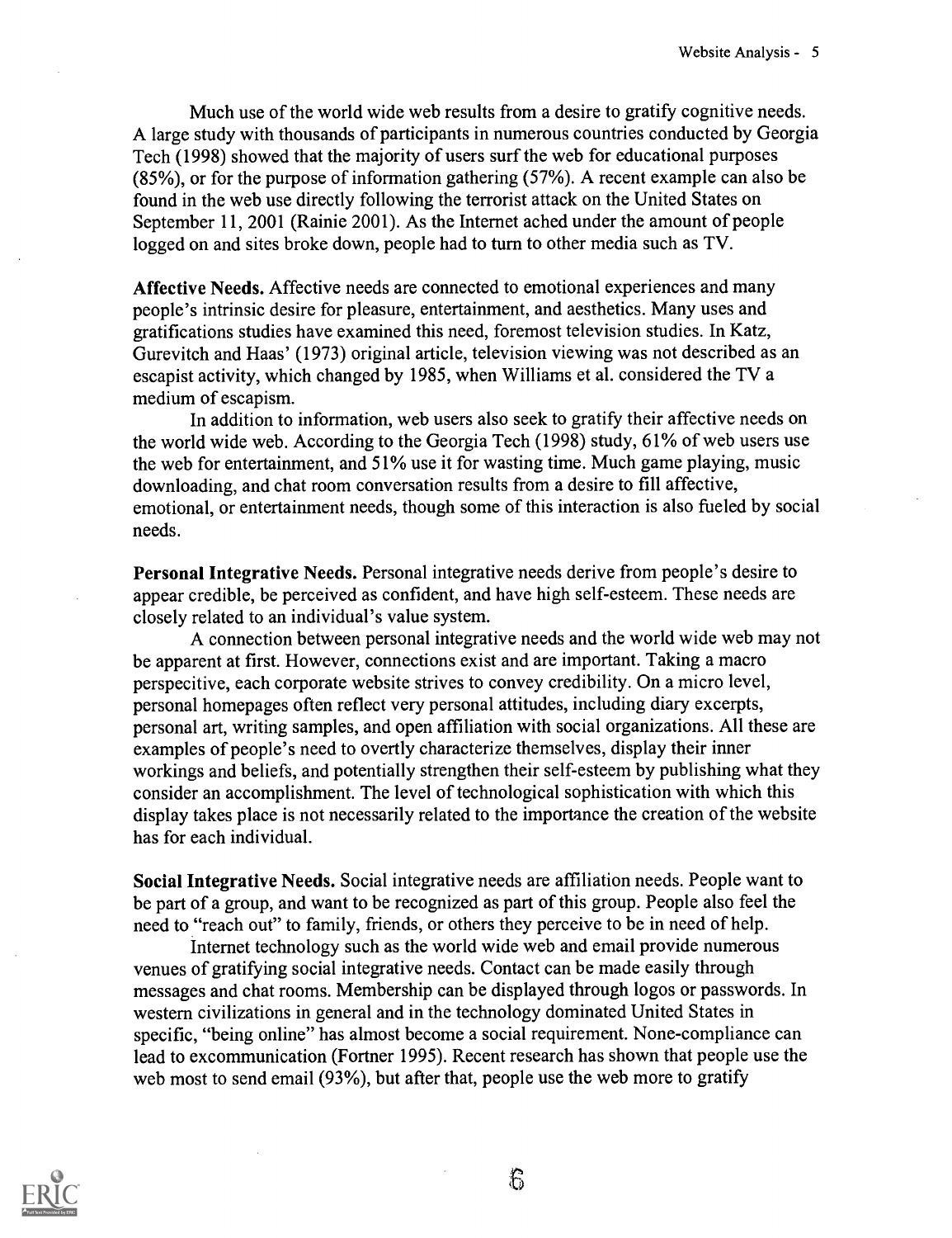Much use of the world wide web results from a desire to gratify cognitive needs. A large study with thousands of participants in numerous countries conducted by Georgia Tech (1998) showed that the majority of users surf the web for educational purposes (85%), or for the purpose of information gathering (57%). A recent example can also be found in the web use directly following the terrorist attack on the United States on September 11, 2001 (Rainie 2001). As the Internet ached under the amount of people logged on and sites broke down, people had to turn to other media such as TV.

**Affective Needs.** Affective needs are connected to emotional experiences and many people's intrinsic desire for pleasure, entertainment, and aesthetics. Many uses and gratifications studies have examined this need, foremost television studies. In Katz, Gurevitch and Haas' (1973) original article, television viewing was not described as an escapist activity, which changed by 1985, when Williams et al. considered the TV a medium of escapism.

In addition to information, web users also seek to gratify their affective needs on the world wide web. According to the Georgia Tech (1998) study, 61% of web users use the web for entertainment, and 51% use it for wasting time. Much game playing, music downloading, and chat room conversation results from a desire to fill affective, emotional, or entertainment needs, though some of this interaction is also fueled by social needs.

**Personal Integrative Needs.** Personal integrative needs derive from people's desire to appear credible, be perceived as confident, and have high self-esteem. These needs are closely related to an individual's value system.

A connection between personal integrative needs and the world wide web may not be apparent at first. However, connections exist and are important. Taking a macro perspecitive, each corporate website strives to convey credibility. On a micro level, personal homepages often reflect very personal attitudes, including diary excerpts, personal art, writing samples, and open affiliation with social organizations. All these are examples of people's need to overtly characterize themselves, display their inner workings and beliefs, and potentially strengthen their self-esteem by publishing what they consider an accomplishment. The level of technological sophistication with which this display takes place is not necessarily related to the importance the creation of the website has for each individual.

**Social Integrative Needs.** Social integrative needs are affiliation needs. People want to be part of a group, and want to be recognized as part of this group. People also feel the need to "reach out" to family, friends, or others they perceive to be in need of help.

Internet technology such as the world wide web and email provide numerous venues of gratifying social integrative needs. Contact can be made easily through messages and chat rooms. Membership can be displayed through logos or passwords. In western civilizations in general and in the technology dominated United States in specific, "being online" has almost become a social requirement. None-compliance can lead to excommunication (Fortner 1995). Recent research has shown that people use the web most to send email (93%), but after that, people use the web more to gratify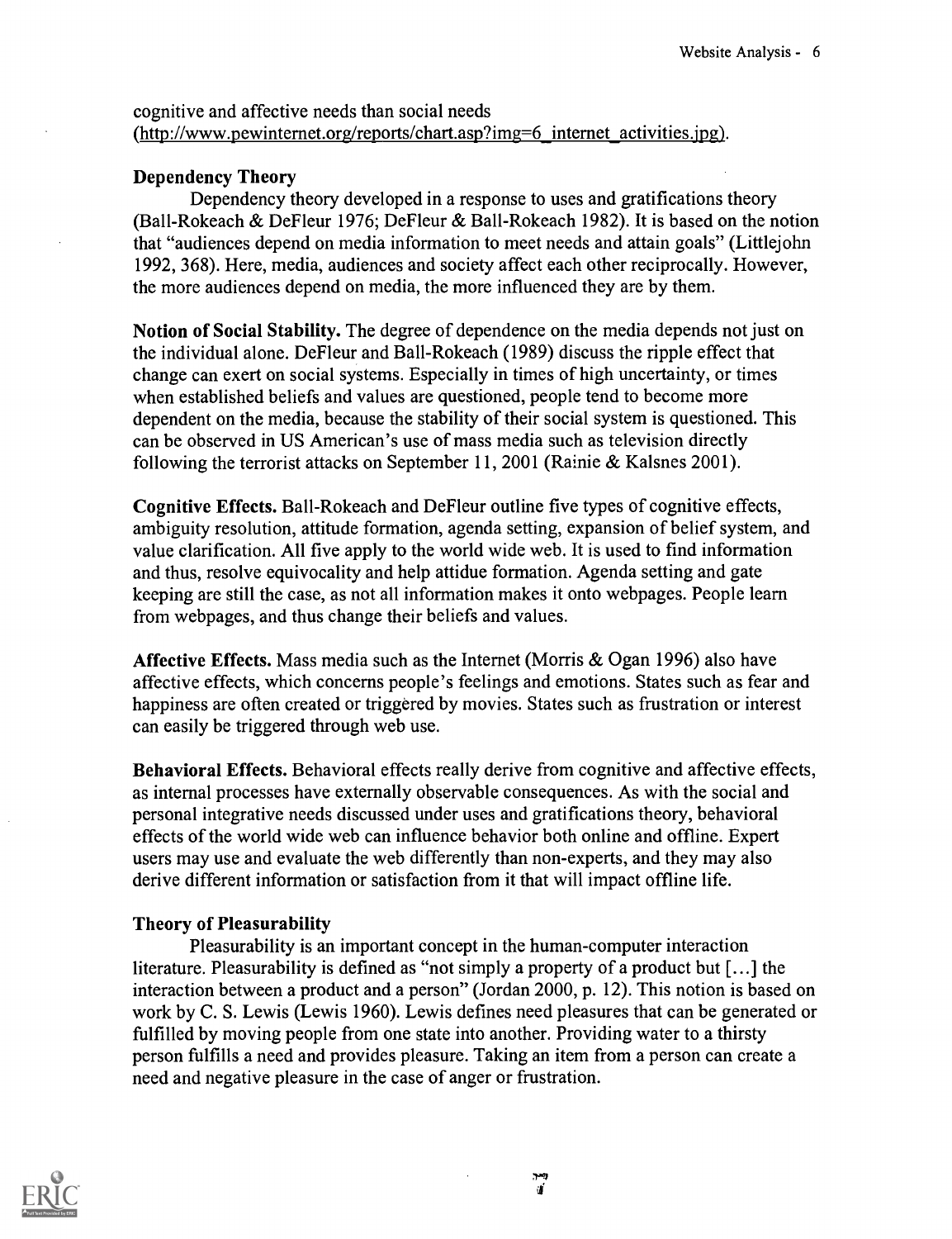cognitive and affective needs than social needs (http://www.pewinternet.org/reports/chart.asp?img=6_internet_activities.jpg).

**Dependency Theory**

Dependency theory developed in a response to uses and gratifications theory (Ball-Rokeach & DeFleur 1976; DeFleur & Ball-Rokeach 1982). It is based on the notion that "audiences depend on media information to meet needs and attain goals" (Littlejohn 1992, 368). Here, media, audiences and society affect each other reciprocally. However, the more audiences depend on media, the more influenced they are by them.

**Notion of Social Stability.** The degree of dependence on the media depends not just on the individual alone. DeFleur and Ball-Rokeach (1989) discuss the ripple effect that change can exert on social systems. Especially in times of high uncertainty, or times when established beliefs and values are questioned, people tend to become more dependent on the media, because the stability of their social system is questioned. This can be observed in US American's use of mass media such as television directly following the terrorist attacks on September 11, 2001 (Rainie & Kalsnes 2001).

**Cognitive Effects.** Ball-Rokeach and DeFleur outline five types of cognitive effects, ambiguity resolution, attitude formation, agenda setting, expansion of belief system, and value clarification. All five apply to the world wide web. It is used to find information and thus, resolve equivocality and help attidue formation. Agenda setting and gate keeping are still the case, as not all information makes it onto webpages. People learn from webpages, and thus change their beliefs and values.

**Affective Effects.** Mass media such as the Internet (Morris & Ogan 1996) also have affective effects, which concerns people's feelings and emotions. States such as fear and happiness are often created or triggered by movies. States such as frustration or interest can easily be triggered through web use.

**Behavioral Effects.** Behavioral effects really derive from cognitive and affective effects, as internal processes have externally observable consequences. As with the social and personal integrative needs discussed under uses and gratifications theory, behavioral effects of the world wide web can influence behavior both online and offline. Expert users may use and evaluate the web differently than non-experts, and they may also derive different information or satisfaction from it that will impact offline life.

**Theory of Pleasurability**

Pleasurability is an important concept in the human-computer interaction literature. Pleasurability is defined as "not simply a property of a product but [...] the interaction between a product and a person" (Jordan 2000, p. 12). This notion is based on work by C. S. Lewis (Lewis 1960). Lewis defines need pleasures that can be generated or fulfilled by moving people from one state into another. Providing water to a thirsty person fulfills a need and provides pleasure. Taking an item from a person can create a need and negative pleasure in the case of anger or frustration.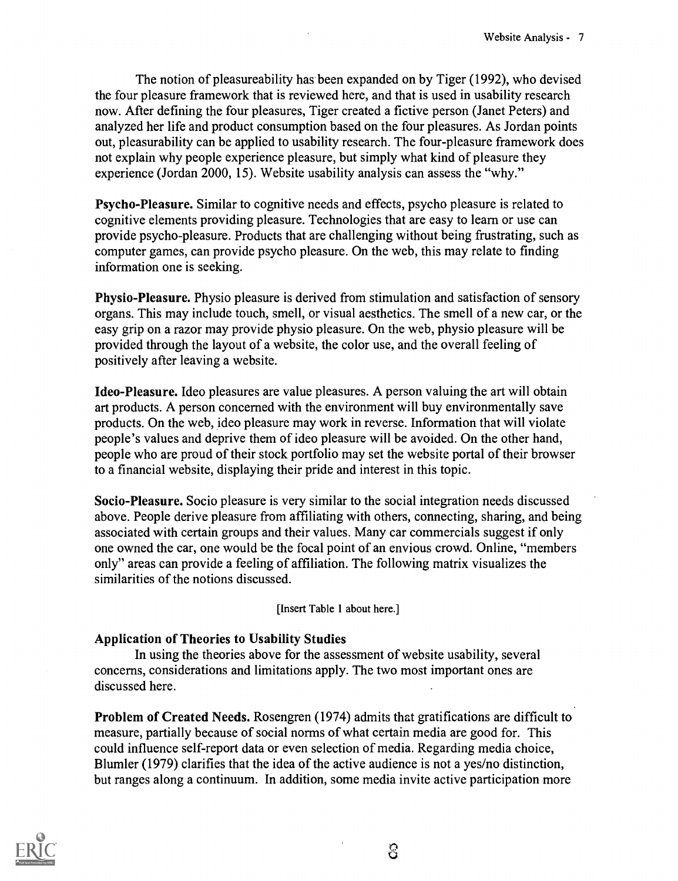The notion of pleasureability has been expanded on by Tiger (1992), who devised the four pleasure framework that is reviewed here, and that is used in usability research now. After defining the four pleasures, Tiger created a fictive person (Janet Peters) and analyzed her life and product consumption based on the four pleasures. As Jordan points out, pleasurability can be applied to usability research. The four-pleasure framework does not explain why people experience pleasure, but simply what kind of pleasure they experience (Jordan 2000, 15). Website usability analysis can assess the "why."

**Psycho-Pleasure.** Similar to cognitive needs and effects, psycho pleasure is related to cognitive elements providing pleasure. Technologies that are easy to learn or use can provide psycho-pleasure. Products that are challenging without being frustrating, such as computer games, can provide psycho pleasure. On the web, this may relate to finding information one is seeking.

**Physio-Pleasure.** Physio pleasure is derived from stimulation and satisfaction of sensory organs. This may include touch, smell, or visual aesthetics. The smell of a new car, or the easy grip on a razor may provide physio pleasure. On the web, physio pleasure will be provided through the layout of a website, the color use, and the overall feeling of positively after leaving a website.

**Ideo-Pleasure.** Ideo pleasures are value pleasures. A person valuing the art will obtain art products. A person concerned with the environment will buy environmentally save products. On the web, ideo pleasure may work in reverse. Information that will violate people's values and deprive them of ideo pleasure will be avoided. On the other hand, people who are proud of their stock portfolio may set the website portal of their browser to a financial website, displaying their pride and interest in this topic.

**Socio-Pleasure.** Socio pleasure is very similar to the social integration needs discussed above. People derive pleasure from affiliating with others, connecting, sharing, and being associated with certain groups and their values. Many car commercials suggest if only one owned the car, one would be the focal point of an envious crowd. Online, "members only" areas can provide a feeling of affiliation. The following matrix visualizes the similarities of the notions discussed.

[Insert Table 1 about here.]

### Application of Theories to Usability Studies

In using the theories above for the assessment of website usability, several concerns, considerations and limitations apply. The two most important ones are discussed here.

**Problem of Created Needs.** Rosengren (1974) admits that gratifications are difficult to measure, partially because of social norms of what certain media are good for. This could influence self-report data or even selection of media. Regarding media choice, Blumler (1979) clarifies that the idea of the active audience is not a yes/no distinction, but ranges along a continuum. In addition, some media invite active participation more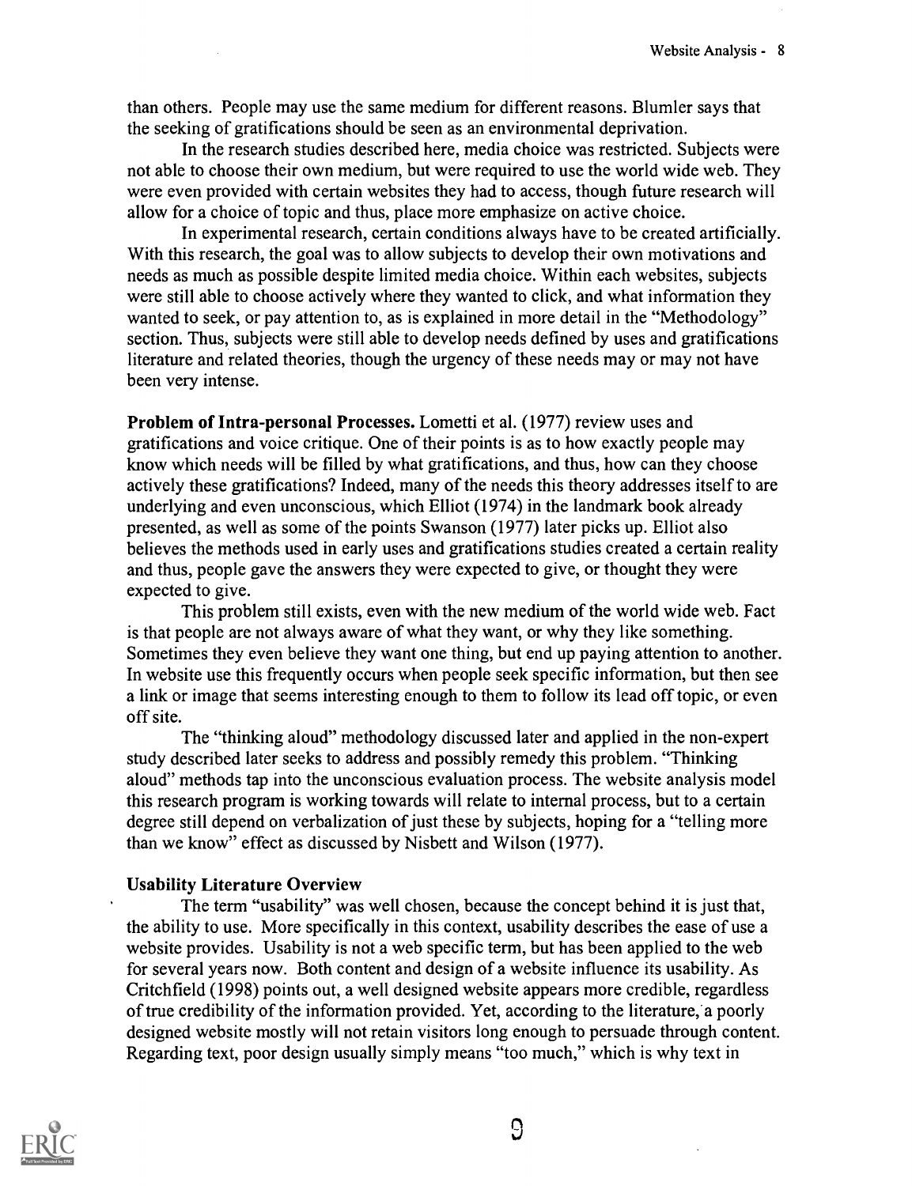than others. People may use the same medium for different reasons. Blumler says that the seeking of gratifications should be seen as an environmental deprivation.

In the research studies described here, media choice was restricted. Subjects were not able to choose their own medium, but were required to use the world wide web. They were even provided with certain websites they had to access, though future research will allow for a choice of topic and thus, place more emphasize on active choice.

In experimental research, certain conditions always have to be created artificially. With this research, the goal was to allow subjects to develop their own motivations and needs as much as possible despite limited media choice. Within each websites, subjects were still able to choose actively where they wanted to click, and what information they wanted to seek, or pay attention to, as is explained in more detail in the "Methodology" section. Thus, subjects were still able to develop needs defined by uses and gratifications literature and related theories, though the urgency of these needs may or may not have been very intense.

**Problem of Intra-personal Processes.** Lometti et al. (1977) review uses and gratifications and voice critique. One of their points is as to how exactly people may know which needs will be filled by what gratifications, and thus, how can they choose actively these gratifications? Indeed, many of the needs this theory addresses itself to are underlying and even unconscious, which Elliot (1974) in the landmark book already presented, as well as some of the points Swanson (1977) later picks up. Elliot also believes the methods used in early uses and gratifications studies created a certain reality and thus, people gave the answers they were expected to give, or thought they were expected to give.

This problem still exists, even with the new medium of the world wide web. Fact is that people are not always aware of what they want, or why they like something. Sometimes they even believe they want one thing, but end up paying attention to another. In website use this frequently occurs when people seek specific information, but then see a link or image that seems interesting enough to them to follow its lead off topic, or even off site.

The "thinking aloud" methodology discussed later and applied in the non-expert study described later seeks to address and possibly remedy this problem. "Thinking aloud" methods tap into the unconscious evaluation process. The website analysis model this research program is working towards will relate to internal process, but to a certain degree still depend on verbalization of just these by subjects, hoping for a "telling more than we know" effect as discussed by Nisbett and Wilson (1977).

### Usability Literature Overview

The term "usability" was well chosen, because the concept behind it is just that, the ability to use. More specifically in this context, usability describes the ease of use a website provides. Usability is not a web specific term, but has been applied to the web for several years now. Both content and design of a website influence its usability. As Critchfield (1998) points out, a well designed website appears more credible, regardless of true credibility of the information provided. Yet, according to the literature, a poorly designed website mostly will not retain visitors long enough to persuade through content. Regarding text, poor design usually simply means "too much," which is why text in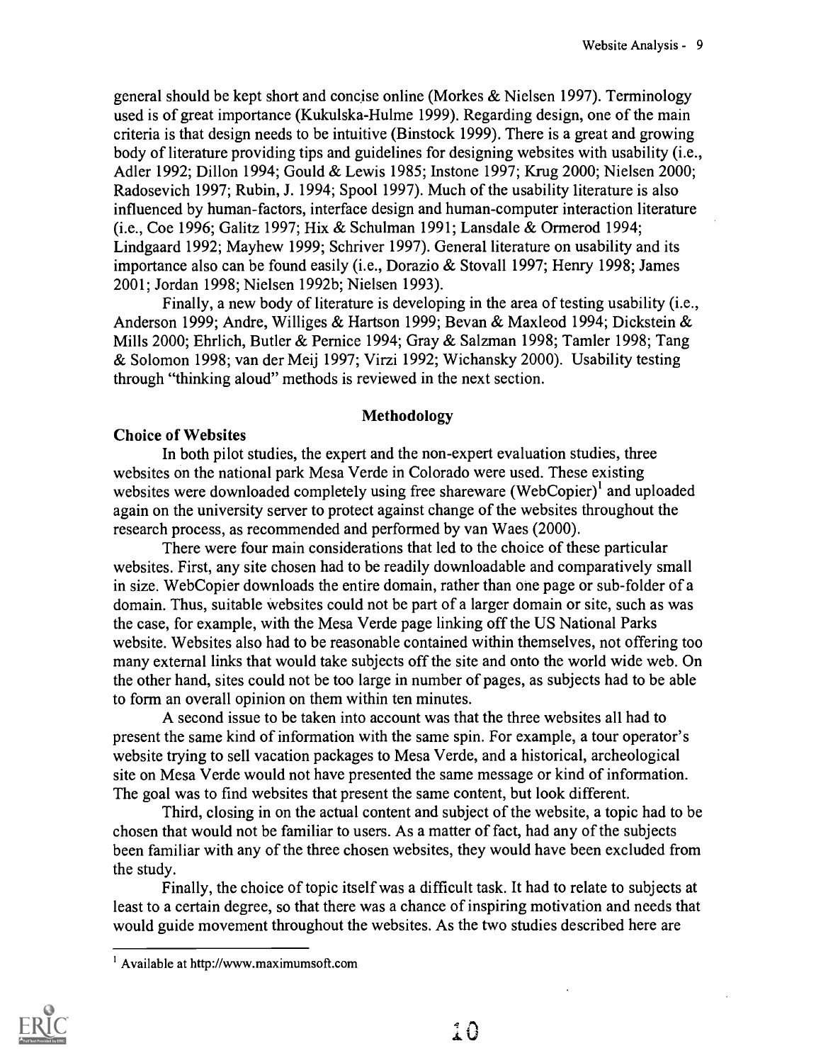general should be kept short and concise online (Morkes & Nielsen 1997). Terminology used is of great importance (Kukulska-Hulme 1999). Regarding design, one of the main criteria is that design needs to be intuitive (Binstock 1999). There is a great and growing body of literature providing tips and guidelines for designing websites with usability (i.e., Adler 1992; Dillon 1994; Gould & Lewis 1985; Instone 1997; Krug 2000; Nielsen 2000; Radosevich 1997; Rubin, J. 1994; Spool 1997). Much of the usability literature is also influenced by human-factors, interface design and human-computer interaction literature (i.e., Coe 1996; Galitz 1997; Hix & Schulman 1991; Lansdale & Ormerod 1994; Lindgaard 1992; Mayhew 1999; Schriver 1997). General literature on usability and its importance also can be found easily (i.e., Dorazio & Stovall 1997; Henry 1998; James 2001; Jordan 1998; Nielsen 1992b; Nielsen 1993).

Finally, a new body of literature is developing in the area of testing usability (i.e., Anderson 1999; Andre, Williges & Hartson 1999; Bevan & Maxleod 1994; Dickstein & Mills 2000; Ehrlich, Butler & Pernice 1994; Gray & Salzman 1998; Tamler 1998; Tang & Solomon 1998; van der Meij 1997; Virzi 1992; Wichansky 2000). Usability testing through "thinking aloud" methods is reviewed in the next section.

## Methodology

### Choice of Websites

In both pilot studies, the expert and the non-expert evaluation studies, three websites on the national park Mesa Verde in Colorado were used. These existing websites were downloaded completely using free shareware (WebCopier)[1] and uploaded again on the university server to protect against change of the websites throughout the research process, as recommended and performed by van Waes (2000).

There were four main considerations that led to the choice of these particular websites. First, any site chosen had to be readily downloadable and comparatively small in size. WebCopier downloads the entire domain, rather than one page or sub-folder of a domain. Thus, suitable websites could not be part of a larger domain or site, such as was the case, for example, with the Mesa Verde page linking off the US National Parks website. Websites also had to be reasonable contained within themselves, not offering too many external links that would take subjects off the site and onto the world wide web. On the other hand, sites could not be too large in number of pages, as subjects had to be able to form an overall opinion on them within ten minutes.

A second issue to be taken into account was that the three websites all had to present the same kind of information with the same spin. For example, a tour operator's website trying to sell vacation packages to Mesa Verde, and a historical, archeological site on Mesa Verde would not have presented the same message or kind of information. The goal was to find websites that present the same content, but look different.

Third, closing in on the actual content and subject of the website, a topic had to be chosen that would not be familiar to users. As a matter of fact, had any of the subjects been familiar with any of the three chosen websites, they would have been excluded from the study.

Finally, the choice of topic itself was a difficult task. It had to relate to subjects at least to a certain degree, so that there was a chance of inspiring motivation and needs that would guide movement throughout the websites. As the two studies described here are

---

[1] Available at http://www.maximumsoft.com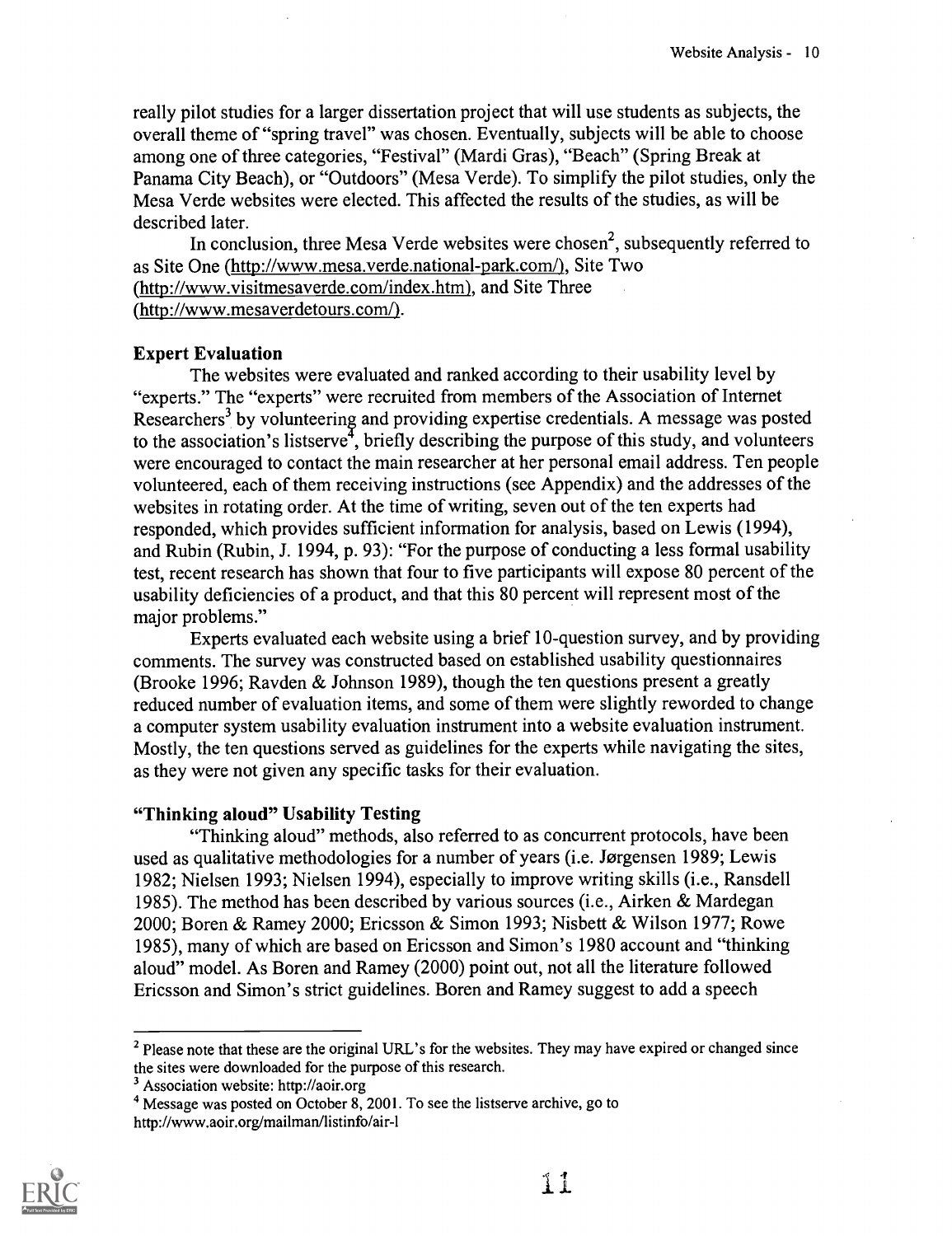really pilot studies for a larger dissertation project that will use students as subjects, the overall theme of "spring travel" was chosen. Eventually, subjects will be able to choose among one of three categories, "Festival" (Mardi Gras), "Beach" (Spring Break at Panama City Beach), or "Outdoors" (Mesa Verde). To simplify the pilot studies, only the Mesa Verde websites were elected. This affected the results of the studies, as will be described later.

In conclusion, three Mesa Verde websites were chosen[2], subsequently referred to as Site One (http://www.mesa.verde.national-park.com/), Site Two (http://www.visitmesaverde.com/index.htm), and Site Three (http://www.mesaverdetours.com/).

**Expert Evaluation**

The websites were evaluated and ranked according to their usability level by "experts." The "experts" were recruited from members of the Association of Internet Researchers[3] by volunteering and providing expertise credentials. A message was posted to the association's listserve[4], briefly describing the purpose of this study, and volunteers were encouraged to contact the main researcher at her personal email address. Ten people volunteered, each of them receiving instructions (see Appendix) and the addresses of the websites in rotating order. At the time of writing, seven out of the ten experts had responded, which provides sufficient information for analysis, based on Lewis (1994), and Rubin (Rubin, J. 1994, p. 93): "For the purpose of conducting a less formal usability test, recent research has shown that four to five participants will expose 80 percent of the usability deficiencies of a product, and that this 80 percent will represent most of the major problems."

Experts evaluated each website using a brief 10-question survey, and by providing comments. The survey was constructed based on established usability questionnaires (Brooke 1996; Ravden & Johnson 1989), though the ten questions present a greatly reduced number of evaluation items, and some of them were slightly reworded to change a computer system usability evaluation instrument into a website evaluation instrument. Mostly, the ten questions served as guidelines for the experts while navigating the sites, as they were not given any specific tasks for their evaluation.

**"Thinking aloud" Usability Testing**

"Thinking aloud" methods, also referred to as concurrent protocols, have been used as qualitative methodologies for a number of years (i.e. Jørgensen 1989; Lewis 1982; Nielsen 1993; Nielsen 1994), especially to improve writing skills (i.e., Ransdell 1985). The method has been described by various sources (i.e., Airken & Mardegan 2000; Boren & Ramey 2000; Ericsson & Simon 1993; Nisbett & Wilson 1977; Rowe 1985), many of which are based on Ericsson and Simon's 1980 account and "thinking aloud" model. As Boren and Ramey (2000) point out, not all the literature followed Ericsson and Simon's strict guidelines. Boren and Ramey suggest to add a speech

---

[2] Please note that these are the original URL's for the websites. They may have expired or changed since the sites were downloaded for the purpose of this research.

[3] Association website: http://aoir.org

[4] Message was posted on October 8, 2001. To see the listserve archive, go to http://www.aoir.org/mailman/listinfo/air-l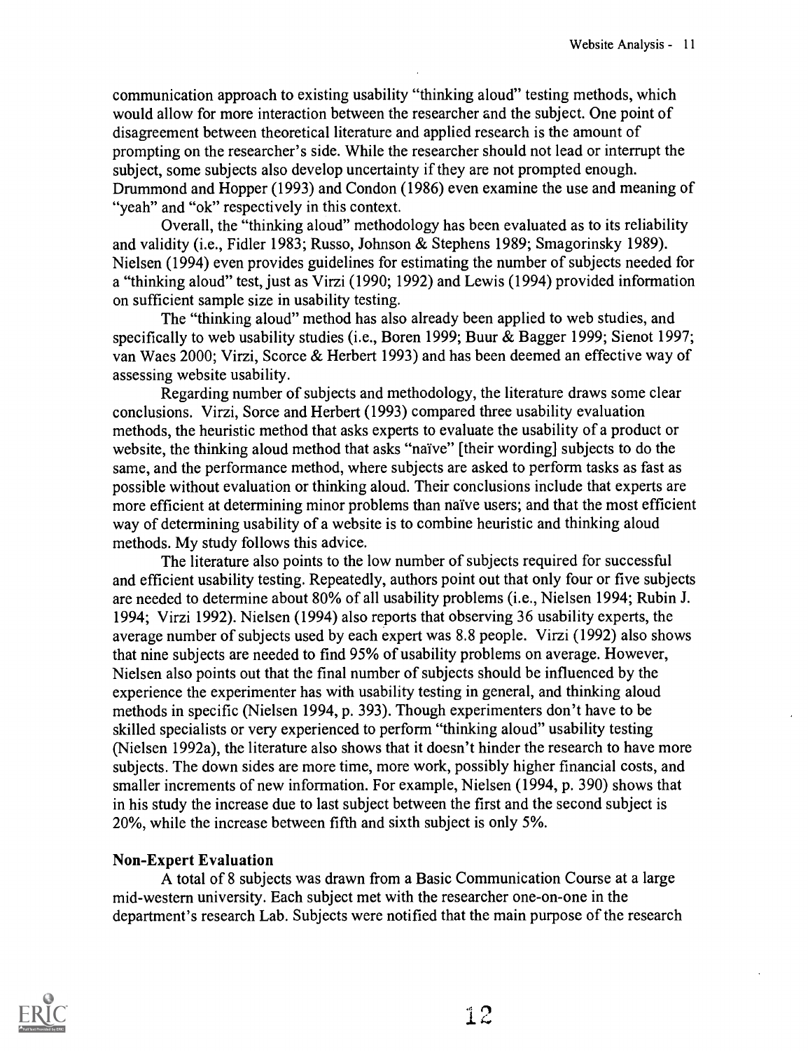communication approach to existing usability "thinking aloud" testing methods, which would allow for more interaction between the researcher and the subject. One point of disagreement between theoretical literature and applied research is the amount of prompting on the researcher's side. While the researcher should not lead or interrupt the subject, some subjects also develop uncertainty if they are not prompted enough. Drummond and Hopper (1993) and Condon (1986) even examine the use and meaning of "yeah" and "ok" respectively in this context.

Overall, the "thinking aloud" methodology has been evaluated as to its reliability and validity (i.e., Fidler 1983; Russo, Johnson & Stephens 1989; Smagorinsky 1989). Nielsen (1994) even provides guidelines for estimating the number of subjects needed for a "thinking aloud" test, just as Virzi (1990; 1992) and Lewis (1994) provided information on sufficient sample size in usability testing.

The "thinking aloud" method has also already been applied to web studies, and specifically to web usability studies (i.e., Boren 1999; Buur & Bagger 1999; Sienot 1997; van Waes 2000; Virzi, Scorce & Herbert 1993) and has been deemed an effective way of assessing website usability.

Regarding number of subjects and methodology, the literature draws some clear conclusions. Virzi, Sorce and Herbert (1993) compared three usability evaluation methods, the heuristic method that asks experts to evaluate the usability of a product or website, the thinking aloud method that asks "naïve" [their wording] subjects to do the same, and the performance method, where subjects are asked to perform tasks as fast as possible without evaluation or thinking aloud. Their conclusions include that experts are more efficient at determining minor problems than naïve users; and that the most efficient way of determining usability of a website is to combine heuristic and thinking aloud methods. My study follows this advice.

The literature also points to the low number of subjects required for successful and efficient usability testing. Repeatedly, authors point out that only four or five subjects are needed to determine about 80% of all usability problems (i.e., Nielsen 1994; Rubin J. 1994; Virzi 1992). Nielsen (1994) also reports that observing 36 usability experts, the average number of subjects used by each expert was 8.8 people. Virzi (1992) also shows that nine subjects are needed to find 95% of usability problems on average. However, Nielsen also points out that the final number of subjects should be influenced by the experience the experimenter has with usability testing in general, and thinking aloud methods in specific (Nielsen 1994, p. 393). Though experimenters don't have to be skilled specialists or very experienced to perform "thinking aloud" usability testing (Nielsen 1992a), the literature also shows that it doesn't hinder the research to have more subjects. The down sides are more time, more work, possibly higher financial costs, and smaller increments of new information. For example, Nielsen (1994, p. 390) shows that in his study the increase due to last subject between the first and the second subject is 20%, while the increase between fifth and sixth subject is only 5%.

**Non-Expert Evaluation**

A total of 8 subjects was drawn from a Basic Communication Course at a large mid-western university. Each subject met with the researcher one-on-one in the department's research Lab. Subjects were notified that the main purpose of the research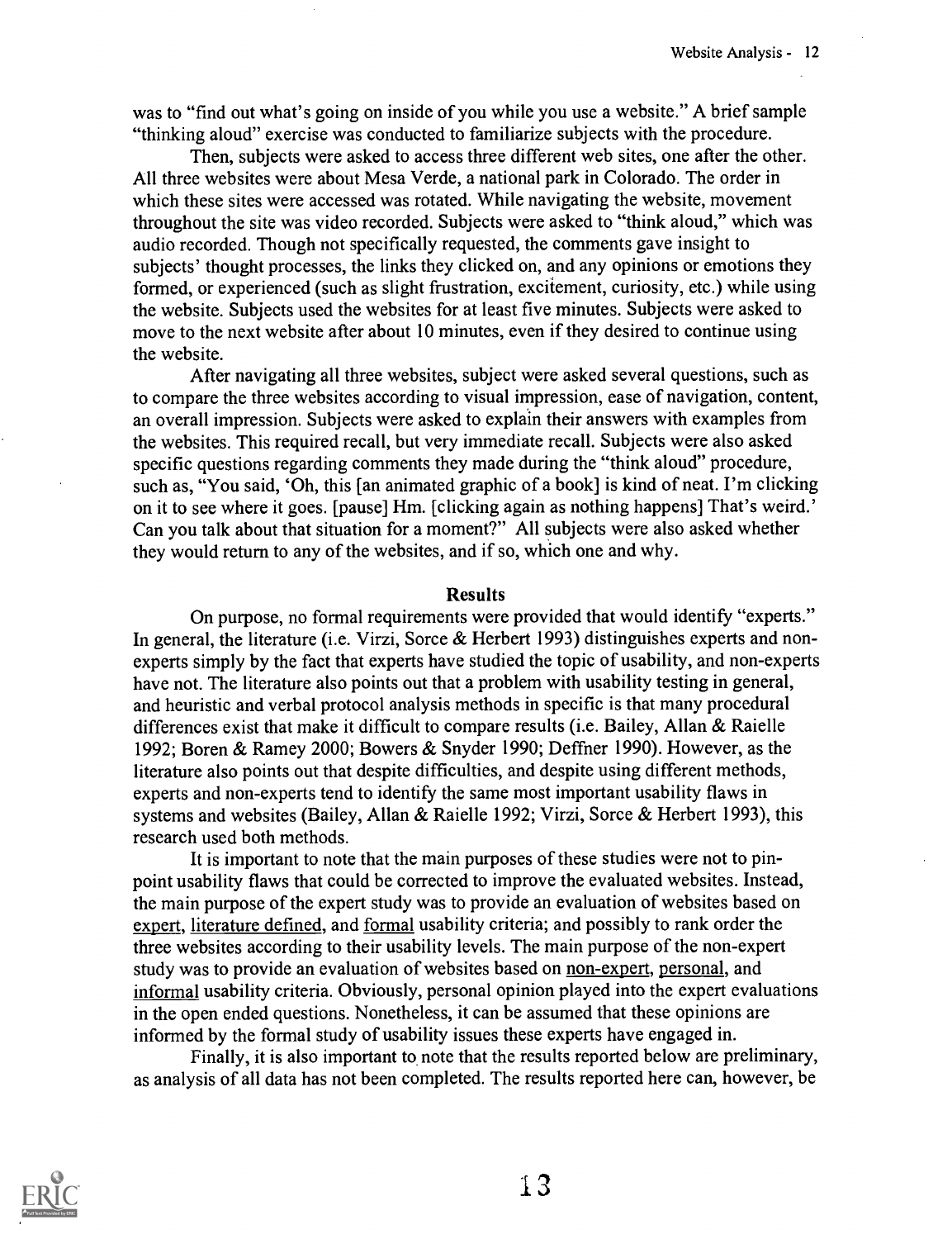was to "find out what's going on inside of you while you use a website." A brief sample "thinking aloud" exercise was conducted to familiarize subjects with the procedure.

Then, subjects were asked to access three different web sites, one after the other. All three websites were about Mesa Verde, a national park in Colorado. The order in which these sites were accessed was rotated. While navigating the website, movement throughout the site was video recorded. Subjects were asked to "think aloud," which was audio recorded. Though not specifically requested, the comments gave insight to subjects' thought processes, the links they clicked on, and any opinions or emotions they formed, or experienced (such as slight frustration, excitement, curiosity, etc.) while using the website. Subjects used the websites for at least five minutes. Subjects were asked to move to the next website after about 10 minutes, even if they desired to continue using the website.

After navigating all three websites, subject were asked several questions, such as to compare the three websites according to visual impression, ease of navigation, content, an overall impression. Subjects were asked to explain their answers with examples from the websites. This required recall, but very immediate recall. Subjects were also asked specific questions regarding comments they made during the "think aloud" procedure, such as, "You said, 'Oh, this [an animated graphic of a book] is kind of neat. I'm clicking on it to see where it goes. [pause] Hm. [clicking again as nothing happens] That's weird.' Can you talk about that situation for a moment?" All subjects were also asked whether they would return to any of the websites, and if so, which one and why.

## Results

On purpose, no formal requirements were provided that would identify "experts." In general, the literature (i.e. Virzi, Sorce & Herbert 1993) distinguishes experts and non-experts simply by the fact that experts have studied the topic of usability, and non-experts have not. The literature also points out that a problem with usability testing in general, and heuristic and verbal protocol analysis methods in specific is that many procedural differences exist that make it difficult to compare results (i.e. Bailey, Allan & Raielle 1992; Boren & Ramey 2000; Bowers & Snyder 1990; Deffner 1990). However, as the literature also points out that despite difficulties, and despite using different methods, experts and non-experts tend to identify the same most important usability flaws in systems and websites (Bailey, Allan & Raielle 1992; Virzi, Sorce & Herbert 1993), this research used both methods.

It is important to note that the main purposes of these studies were not to pin-point usability flaws that could be corrected to improve the evaluated websites. Instead, the main purpose of the expert study was to provide an evaluation of websites based on <u>expert</u>, <u>literature defined</u>, and <u>formal</u> usability criteria; and possibly to rank order the three websites according to their usability levels. The main purpose of the non-expert study was to provide an evaluation of websites based on <u>non-expert</u>, <u>personal</u>, and <u>informal</u> usability criteria. Obviously, personal opinion played into the expert evaluations in the open ended questions. Nonetheless, it can be assumed that these opinions are informed by the formal study of usability issues these experts have engaged in.

Finally, it is also important to note that the results reported below are preliminary, as analysis of all data has not been completed. The results reported here can, however, be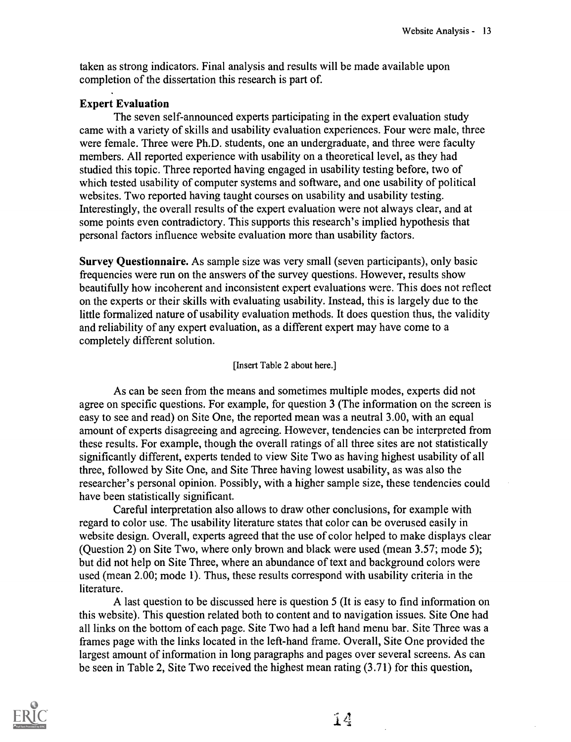taken as strong indicators. Final analysis and results will be made available upon completion of the dissertation this research is part of.

### Expert Evaluation

The seven self-announced experts participating in the expert evaluation study came with a variety of skills and usability evaluation experiences. Four were male, three were female. Three were Ph.D. students, one an undergraduate, and three were faculty members. All reported experience with usability on a theoretical level, as they had studied this topic. Three reported having engaged in usability testing before, two of which tested usability of computer systems and software, and one usability of political websites. Two reported having taught courses on usability and usability testing. Interestingly, the overall results of the expert evaluation were not always clear, and at some points even contradictory. This supports this research's implied hypothesis that personal factors influence website evaluation more than usability factors.

**Survey Questionnaire.** As sample size was very small (seven participants), only basic frequencies were run on the answers of the survey questions. However, results show beautifully how incoherent and inconsistent expert evaluations were. This does not reflect on the experts or their skills with evaluating usability. Instead, this is largely due to the little formalized nature of usability evaluation methods. It does question thus, the validity and reliability of any expert evaluation, as a different expert may have come to a completely different solution.

[Insert Table 2 about here.]

As can be seen from the means and sometimes multiple modes, experts did not agree on specific questions. For example, for question 3 (The information on the screen is easy to see and read) on Site One, the reported mean was a neutral 3.00, with an equal amount of experts disagreeing and agreeing. However, tendencies can be interpreted from these results. For example, though the overall ratings of all three sites are not statistically significantly different, experts tended to view Site Two as having highest usability of all three, followed by Site One, and Site Three having lowest usability, as was also the researcher's personal opinion. Possibly, with a higher sample size, these tendencies could have been statistically significant.

Careful interpretation also allows to draw other conclusions, for example with regard to color use. The usability literature states that color can be overused easily in website design. Overall, experts agreed that the use of color helped to make displays clear (Question 2) on Site Two, where only brown and black were used (mean 3.57; mode 5); but did not help on Site Three, where an abundance of text and background colors were used (mean 2.00; mode 1). Thus, these results correspond with usability criteria in the literature.

A last question to be discussed here is question 5 (It is easy to find information on this website). This question related both to content and to navigation issues. Site One had all links on the bottom of each page. Site Two had a left hand menu bar. Site Three was a frames page with the links located in the left-hand frame. Overall, Site One provided the largest amount of information in long paragraphs and pages over several screens. As can be seen in Table 2, Site Two received the highest mean rating (3.71) for this question,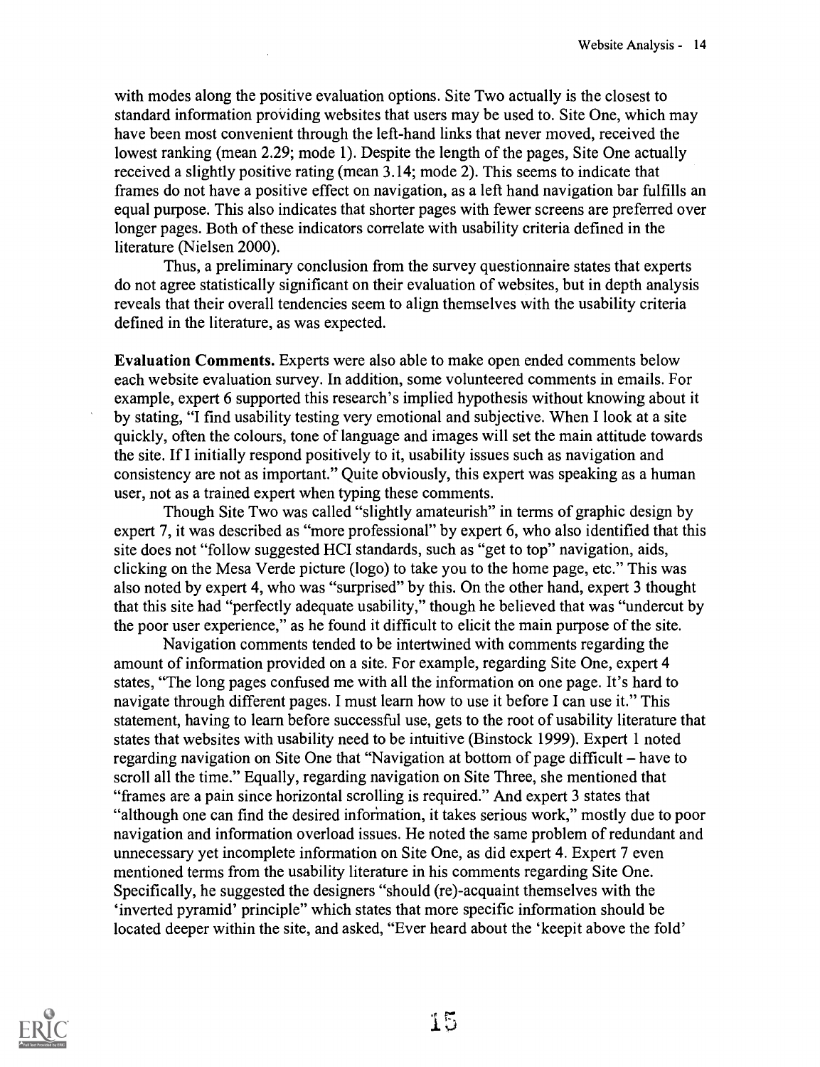with modes along the positive evaluation options. Site Two actually is the closest to standard information providing websites that users may be used to. Site One, which may have been most convenient through the left-hand links that never moved, received the lowest ranking (mean 2.29; mode 1). Despite the length of the pages, Site One actually received a slightly positive rating (mean 3.14; mode 2). This seems to indicate that frames do not have a positive effect on navigation, as a left hand navigation bar fulfills an equal purpose. This also indicates that shorter pages with fewer screens are preferred over longer pages. Both of these indicators correlate with usability criteria defined in the literature (Nielsen 2000).

Thus, a preliminary conclusion from the survey questionnaire states that experts do not agree statistically significant on their evaluation of websites, but in depth analysis reveals that their overall tendencies seem to align themselves with the usability criteria defined in the literature, as was expected.

**Evaluation Comments.** Experts were also able to make open ended comments below each website evaluation survey. In addition, some volunteered comments in emails. For example, expert 6 supported this research's implied hypothesis without knowing about it by stating, "I find usability testing very emotional and subjective. When I look at a site quickly, often the colours, tone of language and images will set the main attitude towards the site. If I initially respond positively to it, usability issues such as navigation and consistency are not as important." Quite obviously, this expert was speaking as a human user, not as a trained expert when typing these comments.

Though Site Two was called "slightly amateurish" in terms of graphic design by expert 7, it was described as "more professional" by expert 6, who also identified that this site does not "follow suggested HCI standards, such as "get to top" navigation, aids, clicking on the Mesa Verde picture (logo) to take you to the home page, etc." This was also noted by expert 4, who was "surprised" by this. On the other hand, expert 3 thought that this site had "perfectly adequate usability," though he believed that was "undercut by the poor user experience," as he found it difficult to elicit the main purpose of the site.

Navigation comments tended to be intertwined with comments regarding the amount of information provided on a site. For example, regarding Site One, expert 4 states, "The long pages confused me with all the information on one page. It's hard to navigate through different pages. I must learn how to use it before I can use it." This statement, having to learn before successful use, gets to the root of usability literature that states that websites with usability need to be intuitive (Binstock 1999). Expert 1 noted regarding navigation on Site One that "Navigation at bottom of page difficult – have to scroll all the time." Equally, regarding navigation on Site Three, she mentioned that "frames are a pain since horizontal scrolling is required." And expert 3 states that "although one can find the desired information, it takes serious work," mostly due to poor navigation and information overload issues. He noted the same problem of redundant and unnecessary yet incomplete information on Site One, as did expert 4. Expert 7 even mentioned terms from the usability literature in his comments regarding Site One. Specifically, he suggested the designers "should (re)-acquaint themselves with the 'inverted pyramid' principle" which states that more specific information should be located deeper within the site, and asked, "Ever heard about the 'keepit above the fold'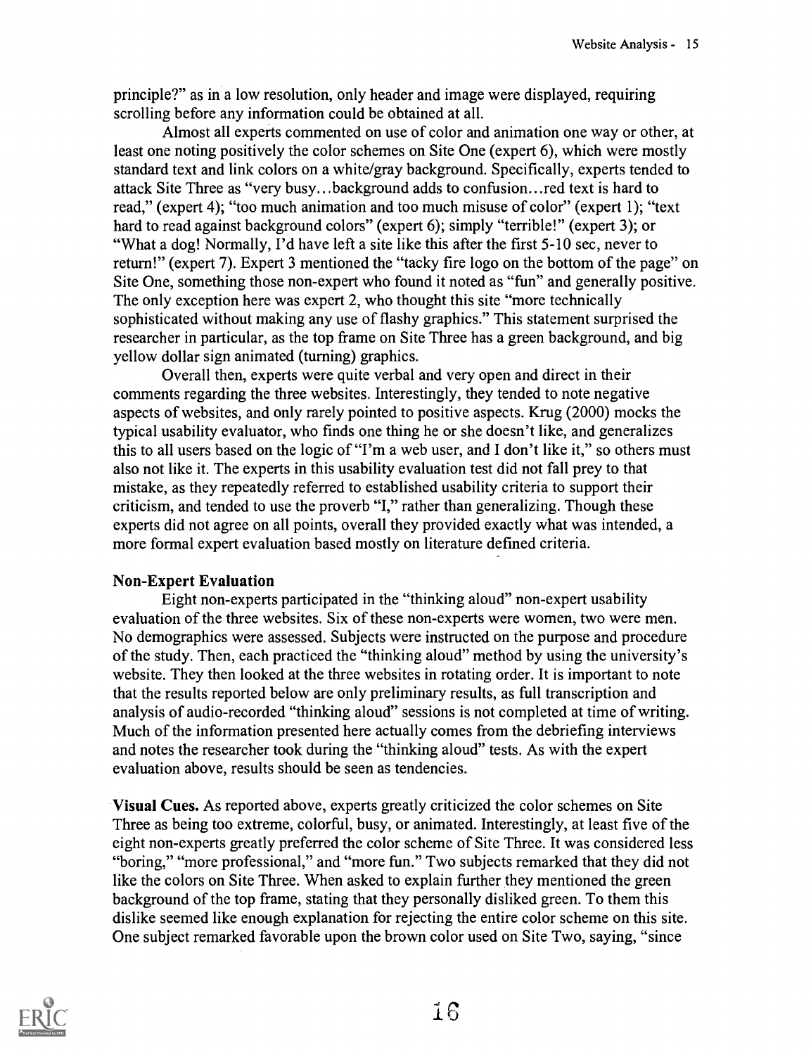principle?" as in a low resolution, only header and image were displayed, requiring scrolling before any information could be obtained at all.

Almost all experts commented on use of color and animation one way or other, at least one noting positively the color schemes on Site One (expert 6), which were mostly standard text and link colors on a white/gray background. Specifically, experts tended to attack Site Three as "very busy...background adds to confusion...red text is hard to read," (expert 4); "too much animation and too much misuse of color" (expert 1); "text hard to read against background colors" (expert 6); simply "terrible!" (expert 3); or "What a dog! Normally, I'd have left a site like this after the first 5-10 sec, never to return!" (expert 7). Expert 3 mentioned the "tacky fire logo on the bottom of the page" on Site One, something those non-expert who found it noted as "fun" and generally positive. The only exception here was expert 2, who thought this site "more technically sophisticated without making any use of flashy graphics." This statement surprised the researcher in particular, as the top frame on Site Three has a green background, and big yellow dollar sign animated (turning) graphics.

Overall then, experts were quite verbal and very open and direct in their comments regarding the three websites. Interestingly, they tended to note negative aspects of websites, and only rarely pointed to positive aspects. Krug (2000) mocks the typical usability evaluator, who finds one thing he or she doesn't like, and generalizes this to all users based on the logic of "I'm a web user, and I don't like it," so others must also not like it. The experts in this usability evaluation test did not fall prey to that mistake, as they repeatedly referred to established usability criteria to support their criticism, and tended to use the proverb "I," rather than generalizing. Though these experts did not agree on all points, overall they provided exactly what was intended, a more formal expert evaluation based mostly on literature defined criteria.

**Non-Expert Evaluation**

Eight non-experts participated in the "thinking aloud" non-expert usability evaluation of the three websites. Six of these non-experts were women, two were men. No demographics were assessed. Subjects were instructed on the purpose and procedure of the study. Then, each practiced the "thinking aloud" method by using the university's website. They then looked at the three websites in rotating order. It is important to note that the results reported below are only preliminary results, as full transcription and analysis of audio-recorded "thinking aloud" sessions is not completed at time of writing. Much of the information presented here actually comes from the debriefing interviews and notes the researcher took during the "thinking aloud" tests. As with the expert evaluation above, results should be seen as tendencies.

**Visual Cues.** As reported above, experts greatly criticized the color schemes on Site Three as being too extreme, colorful, busy, or animated. Interestingly, at least five of the eight non-experts greatly preferred the color scheme of Site Three. It was considered less "boring," "more professional," and "more fun." Two subjects remarked that they did not like the colors on Site Three. When asked to explain further they mentioned the green background of the top frame, stating that they personally disliked green. To them this dislike seemed like enough explanation for rejecting the entire color scheme on this site. One subject remarked favorable upon the brown color used on Site Two, saying, "since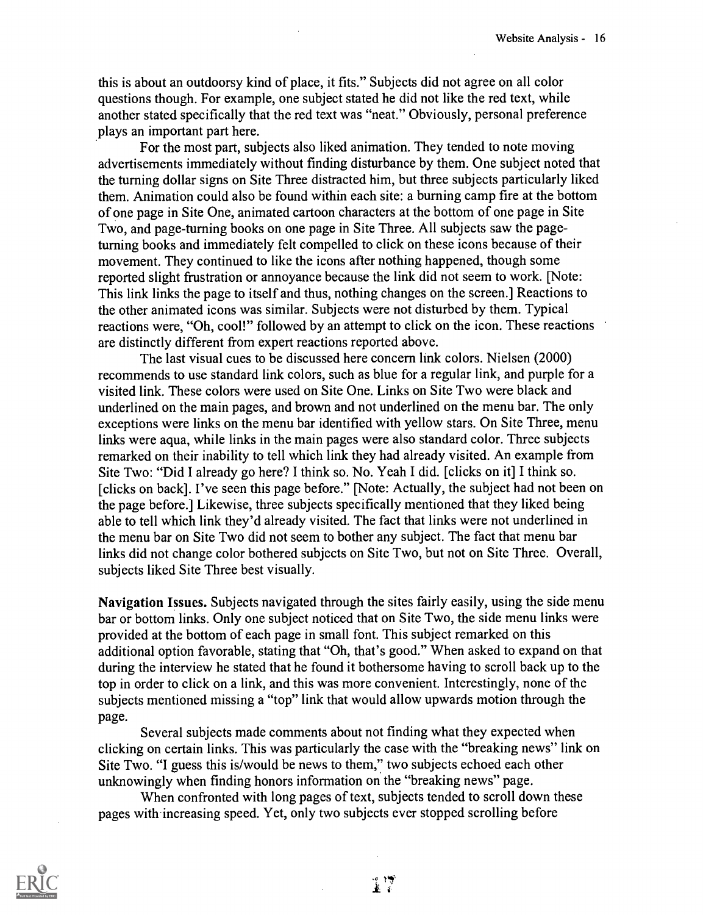this is about an outdoorsy kind of place, it fits." Subjects did not agree on all color questions though. For example, one subject stated he did not like the red text, while another stated specifically that the red text was "neat." Obviously, personal preference plays an important part here.

For the most part, subjects also liked animation. They tended to note moving advertisements immediately without finding disturbance by them. One subject noted that the turning dollar signs on Site Three distracted him, but three subjects particularly liked them. Animation could also be found within each site: a burning camp fire at the bottom of one page in Site One, animated cartoon characters at the bottom of one page in Site Two, and page-turning books on one page in Site Three. All subjects saw the page-turning books and immediately felt compelled to click on these icons because of their movement. They continued to like the icons after nothing happened, though some reported slight frustration or annoyance because the link did not seem to work. [Note: This link links the page to itself and thus, nothing changes on the screen.] Reactions to the other animated icons was similar. Subjects were not disturbed by them. Typical reactions were, "Oh, cool!" followed by an attempt to click on the icon. These reactions are distinctly different from expert reactions reported above.

The last visual cues to be discussed here concern link colors. Nielsen (2000) recommends to use standard link colors, such as blue for a regular link, and purple for a visited link. These colors were used on Site One. Links on Site Two were black and underlined on the main pages, and brown and not underlined on the menu bar. The only exceptions were links on the menu bar identified with yellow stars. On Site Three, menu links were aqua, while links in the main pages were also standard color. Three subjects remarked on their inability to tell which link they had already visited. An example from Site Two: "Did I already go here? I think so. No. Yeah I did. [clicks on it] I think so. [clicks on back]. I've seen this page before." [Note: Actually, the subject had not been on the page before.] Likewise, three subjects specifically mentioned that they liked being able to tell which link they'd already visited. The fact that links were not underlined in the menu bar on Site Two did not seem to bother any subject. The fact that menu bar links did not change color bothered subjects on Site Two, but not on Site Three. Overall, subjects liked Site Three best visually.

**Navigation Issues.** Subjects navigated through the sites fairly easily, using the side menu bar or bottom links. Only one subject noticed that on Site Two, the side menu links were provided at the bottom of each page in small font. This subject remarked on this additional option favorable, stating that "Oh, that's good." When asked to expand on that during the interview he stated that he found it bothersome having to scroll back up to the top in order to click on a link, and this was more convenient. Interestingly, none of the subjects mentioned missing a "top" link that would allow upwards motion through the page.

Several subjects made comments about not finding what they expected when clicking on certain links. This was particularly the case with the "breaking news" link on Site Two. "I guess this is/would be news to them," two subjects echoed each other unknowingly when finding honors information on the "breaking news" page.

When confronted with long pages of text, subjects tended to scroll down these pages with increasing speed. Yet, only two subjects ever stopped scrolling before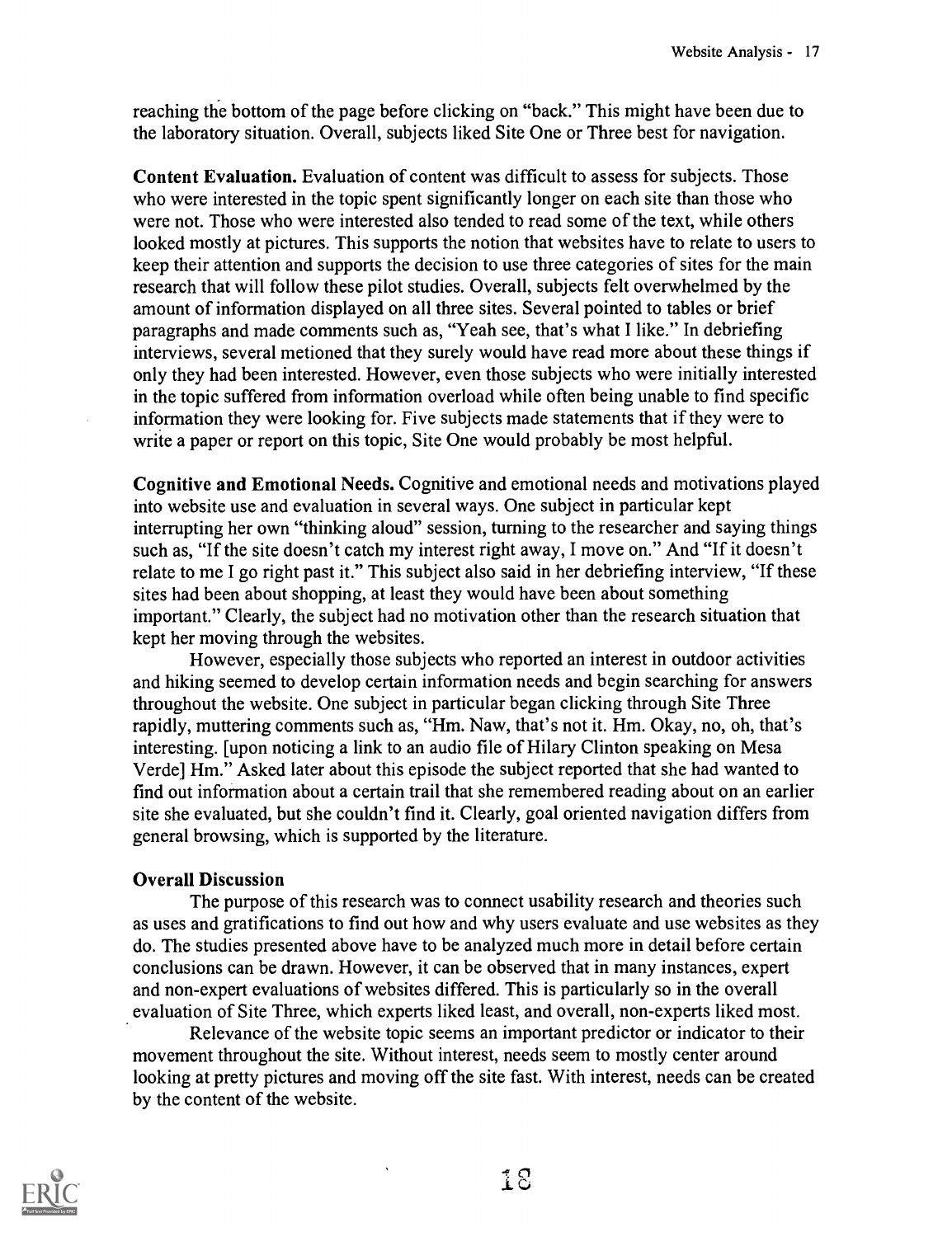reaching the bottom of the page before clicking on "back." This might have been due to the laboratory situation. Overall, subjects liked Site One or Three best for navigation.

**Content Evaluation.** Evaluation of content was difficult to assess for subjects. Those who were interested in the topic spent significantly longer on each site than those who were not. Those who were interested also tended to read some of the text, while others looked mostly at pictures. This supports the notion that websites have to relate to users to keep their attention and supports the decision to use three categories of sites for the main research that will follow these pilot studies. Overall, subjects felt overwhelmed by the amount of information displayed on all three sites. Several pointed to tables or brief paragraphs and made comments such as, "Yeah see, that's what I like." In debriefing interviews, several metioned that they surely would have read more about these things if only they had been interested. However, even those subjects who were initially interested in the topic suffered from information overload while often being unable to find specific information they were looking for. Five subjects made statements that if they were to write a paper or report on this topic, Site One would probably be most helpful.

**Cognitive and Emotional Needs.** Cognitive and emotional needs and motivations played into website use and evaluation in several ways. One subject in particular kept interrupting her own "thinking aloud" session, turning to the researcher and saying things such as, "If the site doesn't catch my interest right away, I move on." And "If it doesn't relate to me I go right past it." This subject also said in her debriefing interview, "If these sites had been about shopping, at least they would have been about something important." Clearly, the subject had no motivation other than the research situation that kept her moving through the websites.

However, especially those subjects who reported an interest in outdoor activities and hiking seemed to develop certain information needs and begin searching for answers throughout the website. One subject in particular began clicking through Site Three rapidly, muttering comments such as, "Hm. Naw, that's not it. Hm. Okay, no, oh, that's interesting. [upon noticing a link to an audio file of Hilary Clinton speaking on Mesa Verde] Hm." Asked later about this episode the subject reported that she had wanted to find out information about a certain trail that she remembered reading about on an earlier site she evaluated, but she couldn't find it. Clearly, goal oriented navigation differs from general browsing, which is supported by the literature.

### Overall Discussion

The purpose of this research was to connect usability research and theories such as uses and gratifications to find out how and why users evaluate and use websites as they do. The studies presented above have to be analyzed much more in detail before certain conclusions can be drawn. However, it can be observed that in many instances, expert and non-expert evaluations of websites differed. This is particularly so in the overall evaluation of Site Three, which experts liked least, and overall, non-experts liked most.

Relevance of the website topic seems an important predictor or indicator to their movement throughout the site. Without interest, needs seem to mostly center around looking at pretty pictures and moving off the site fast. With interest, needs can be created by the content of the website.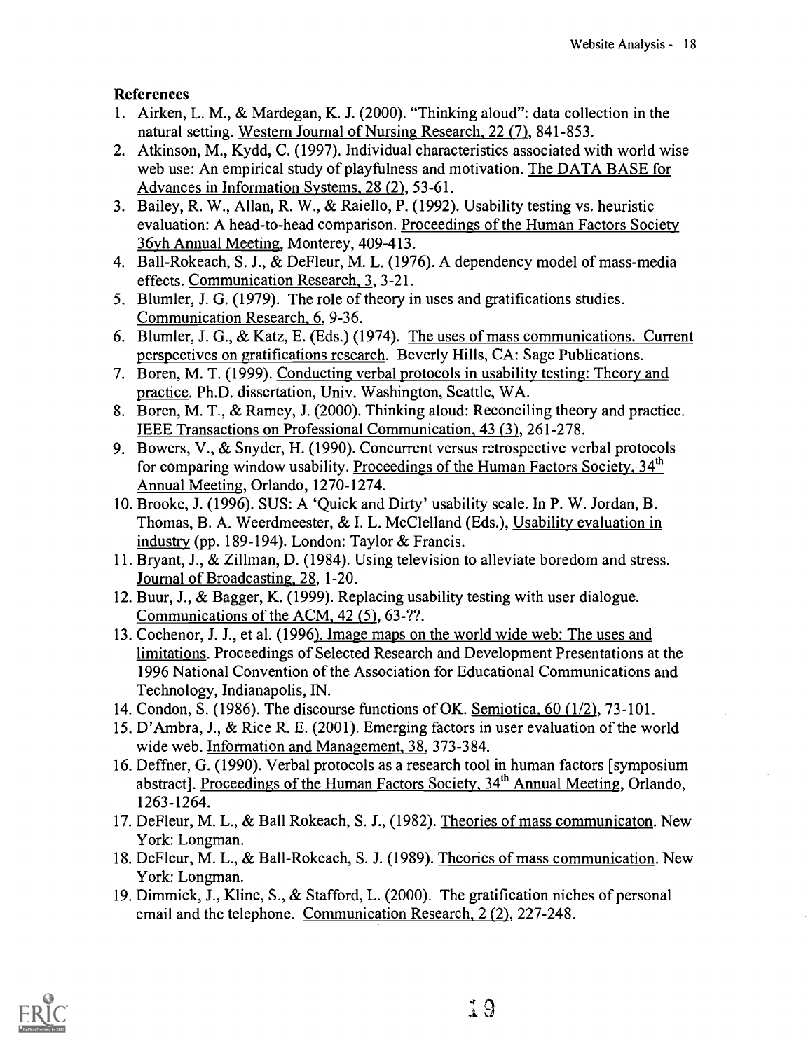## References

1. Airken, L. M., & Mardegan, K. J. (2000). "Thinking aloud": data collection in the natural setting. Western Journal of Nursing Research, 22 (7), 841-853.
2. Atkinson, M., Kydd, C. (1997). Individual characteristics associated with world wise web use: An empirical study of playfulness and motivation. The DATA BASE for Advances in Information Systems, 28 (2), 53-61.
3. Bailey, R. W., Allan, R. W., & Raiello, P. (1992). Usability testing vs. heuristic evaluation: A head-to-head comparison. Proceedings of the Human Factors Society 36yh Annual Meeting, Monterey, 409-413.
4. Ball-Rokeach, S. J., & DeFleur, M. L. (1976). A dependency model of mass-media effects. Communication Research, 3, 3-21.
5. Blumler, J. G. (1979). The role of theory in uses and gratifications studies. Communication Research, 6, 9-36.
6. Blumler, J. G., & Katz, E. (Eds.) (1974). The uses of mass communications. Current perspectives on gratifications research. Beverly Hills, CA: Sage Publications.
7. Boren, M. T. (1999). Conducting verbal protocols in usability testing: Theory and practice. Ph.D. dissertation, Univ. Washington, Seattle, WA.
8. Boren, M. T., & Ramey, J. (2000). Thinking aloud: Reconciling theory and practice. IEEE Transactions on Professional Communication, 43 (3), 261-278.
9. Bowers, V., & Snyder, H. (1990). Concurrent versus retrospective verbal protocols for comparing window usability. Proceedings of the Human Factors Society, 34th Annual Meeting, Orlando, 1270-1274.
10. Brooke, J. (1996). SUS: A 'Quick and Dirty' usability scale. In P. W. Jordan, B. Thomas, B. A. Weerdmeester, & I. L. McClelland (Eds.), Usability evaluation in industry (pp. 189-194). London: Taylor & Francis.
11. Bryant, J., & Zillman, D. (1984). Using television to alleviate boredom and stress. Journal of Broadcasting, 28, 1-20.
12. Buur, J., & Bagger, K. (1999). Replacing usability testing with user dialogue. Communications of the ACM, 42 (5), 63-??.
13. Cochenor, J. J., et al. (1996). Image maps on the world wide web: The uses and limitations. Proceedings of Selected Research and Development Presentations at the 1996 National Convention of the Association for Educational Communications and Technology, Indianapolis, IN.
14. Condon, S. (1986). The discourse functions of OK. Semiotica, 60 (1/2), 73-101.
15. D'Ambra, J., & Rice R. E. (2001). Emerging factors in user evaluation of the world wide web. Information and Management, 38, 373-384.
16. Deffner, G. (1990). Verbal protocols as a research tool in human factors [symposium abstract]. Proceedings of the Human Factors Society, 34th Annual Meeting, Orlando, 1263-1264.
17. DeFleur, M. L., & Ball Rokeach, S. J., (1982). Theories of mass communicaton. New York: Longman.
18. DeFleur, M. L., & Ball-Rokeach, S. J. (1989). Theories of mass communication. New York: Longman.
19. Dimmick, J., Kline, S., & Stafford, L. (2000). The gratification niches of personal email and the telephone. Communication Research, 2 (2), 227-248.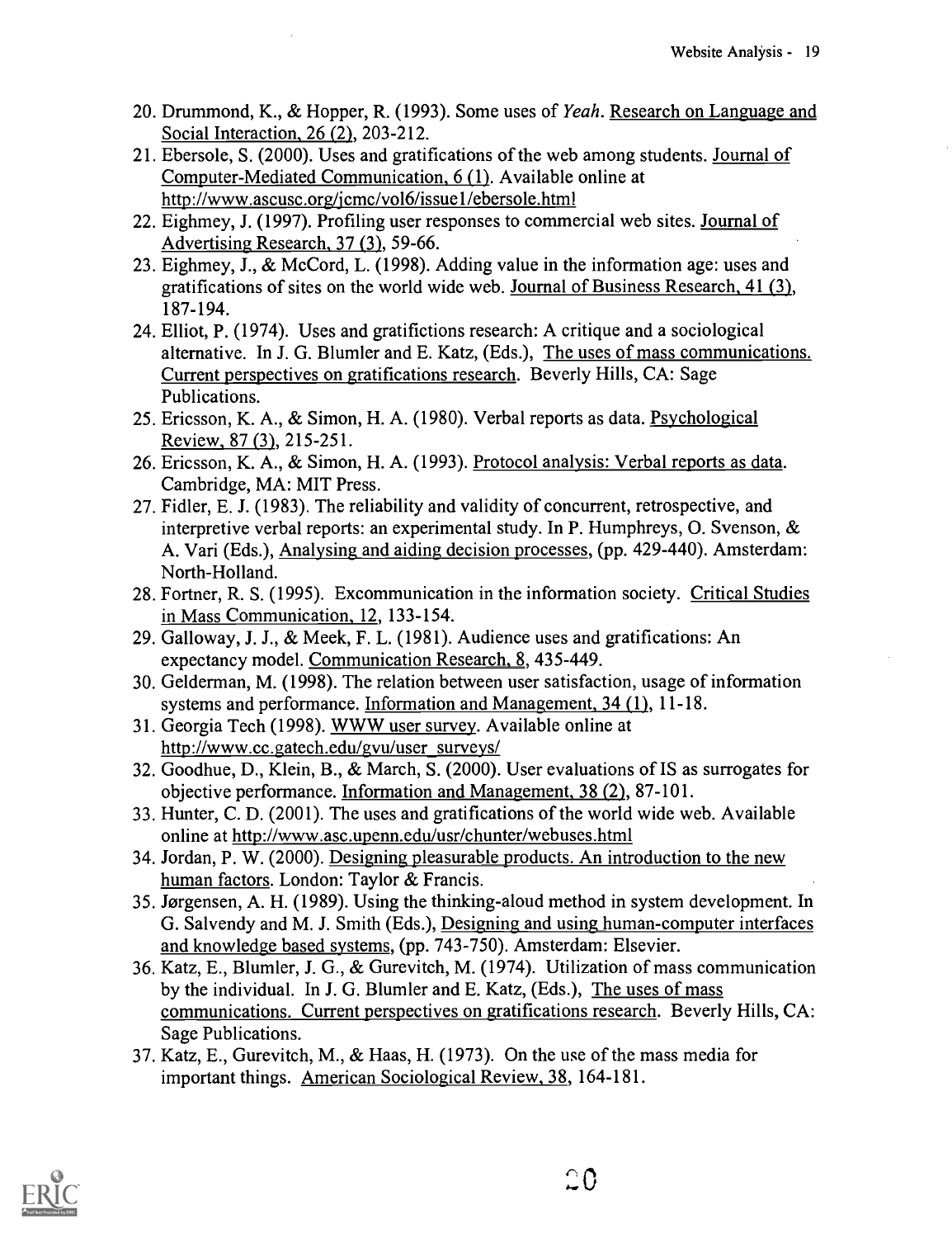20. Drummond, K., & Hopper, R. (1993). Some uses of *Yeah*. Research on Language and Social Interaction, 26 (2), 203-212.
21. Ebersole, S. (2000). Uses and gratifications of the web among students. Journal of Computer-Mediated Communication, 6 (1). Available online at http://www.ascusc.org/jcmc/vol6/issue1/ebersole.html
22. Eighmey, J. (1997). Profiling user responses to commercial web sites. Journal of Advertising Research, 37 (3), 59-66.
23. Eighmey, J., & McCord, L. (1998). Adding value in the information age: uses and gratifications of sites on the world wide web. Journal of Business Research, 41 (3), 187-194.
24. Elliot, P. (1974). Uses and gratifictions research: A critique and a sociological alternative. In J. G. Blumler and E. Katz, (Eds.), The uses of mass communications. Current perspectives on gratifications research. Beverly Hills, CA: Sage Publications.
25. Ericsson, K. A., & Simon, H. A. (1980). Verbal reports as data. Psychological Review, 87 (3), 215-251.
26. Ericsson, K. A., & Simon, H. A. (1993). Protocol analysis: Verbal reports as data. Cambridge, MA: MIT Press.
27. Fidler, E. J. (1983). The reliability and validity of concurrent, retrospective, and interpretive verbal reports: an experimental study. In P. Humphreys, O. Svenson, & A. Vari (Eds.), Analysing and aiding decision processes, (pp. 429-440). Amsterdam: North-Holland.
28. Fortner, R. S. (1995). Excommunication in the information society. Critical Studies in Mass Communication, 12, 133-154.
29. Galloway, J. J., & Meek, F. L. (1981). Audience uses and gratifications: An expectancy model. Communication Research, 8, 435-449.
30. Gelderman, M. (1998). The relation between user satisfaction, usage of information systems and performance. Information and Management, 34 (1), 11-18.
31. Georgia Tech (1998). WWW user survey. Available online at http://www.cc.gatech.edu/gvu/user_surveys/
32. Goodhue, D., Klein, B., & March, S. (2000). User evaluations of IS as surrogates for objective performance. Information and Management, 38 (2), 87-101.
33. Hunter, C. D. (2001). The uses and gratifications of the world wide web. Available online at http://www.asc.upenn.edu/usr/chunter/webuses.html
34. Jordan, P. W. (2000). Designing pleasurable products. An introduction to the new human factors. London: Taylor & Francis.
35. Jørgensen, A. H. (1989). Using the thinking-aloud method in system development. In G. Salvendy and M. J. Smith (Eds.), Designing and using human-computer interfaces and knowledge based systems, (pp. 743-750). Amsterdam: Elsevier.
36. Katz, E., Blumler, J. G., & Gurevitch, M. (1974). Utilization of mass communication by the individual. In J. G. Blumler and E. Katz, (Eds.), The uses of mass communications. Current perspectives on gratifications research. Beverly Hills, CA: Sage Publications.
37. Katz, E., Gurevitch, M., & Haas, H. (1973). On the use of the mass media for important things. American Sociological Review, 38, 164-181.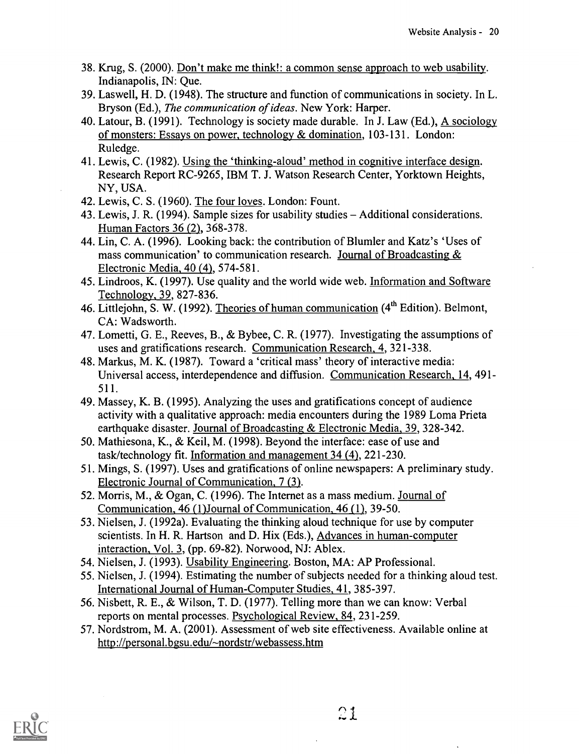38. Krug, S. (2000). Don't make me think!: a common sense approach to web usability. Indianapolis, IN: Que.
39. Laswell, H. D. (1948). The structure and function of communications in society. In L. Bryson (Ed.), *The communication of ideas*. New York: Harper.
40. Latour, B. (1991). Technology is society made durable. In J. Law (Ed.), A sociology of monsters: Essays on power, technology & domination, 103-131. London: Ruledge.
41. Lewis, C. (1982). Using the 'thinking-aloud' method in cognitive interface design. Research Report RC-9265, IBM T. J. Watson Research Center, Yorktown Heights, NY, USA.
42. Lewis, C. S. (1960). The four loves. London: Fount.
43. Lewis, J. R. (1994). Sample sizes for usability studies – Additional considerations. Human Factors 36 (2), 368-378.
44. Lin, C. A. (1996). Looking back: the contribution of Blumler and Katz's 'Uses of mass communication' to communication research. Journal of Broadcasting & Electronic Media, 40 (4), 574-581.
45. Lindroos, K. (1997). Use quality and the world wide web. Information and Software Technology, 39, 827-836.
46. Littlejohn, S. W. (1992). Theories of human communication (4th Edition). Belmont, CA: Wadsworth.
47. Lometti, G. E., Reeves, B., & Bybee, C. R. (1977). Investigating the assumptions of uses and gratifications research. Communication Research, 4, 321-338.
48. Markus, M. K. (1987). Toward a 'critical mass' theory of interactive media: Universal access, interdependence and diffusion. Communication Research, 14, 491-511.
49. Massey, K. B. (1995). Analyzing the uses and gratifications concept of audience activity with a qualitative approach: media encounters during the 1989 Loma Prieta earthquake disaster. Journal of Broadcasting & Electronic Media, 39, 328-342.
50. Mathiesona, K., & Keil, M. (1998). Beyond the interface: ease of use and task/technology fit. Information and management 34 (4), 221-230.
51. Mings, S. (1997). Uses and gratifications of online newspapers: A preliminary study. Electronic Journal of Communication, 7 (3).
52. Morris, M., & Ogan, C. (1996). The Internet as a mass medium. Journal of Communication, 46 (1)Journal of Communication, 46 (1), 39-50.
53. Nielsen, J. (1992a). Evaluating the thinking aloud technique for use by computer scientists. In H. R. Hartson and D. Hix (Eds.), Advances in human-computer interaction, Vol. 3, (pp. 69-82). Norwood, NJ: Ablex.
54. Nielsen, J. (1993). Usability Engineering. Boston, MA: AP Professional.
55. Nielsen, J. (1994). Estimating the number of subjects needed for a thinking aloud test. International Journal of Human-Computer Studies, 41, 385-397.
56. Nisbett, R. E., & Wilson, T. D. (1977). Telling more than we can know: Verbal reports on mental processes. Psychological Review, 84, 231-259.
57. Nordstrom, M. A. (2001). Assessment of web site effectiveness. Available online at http://personal.bgsu.edu/~nordstr/webassess.htm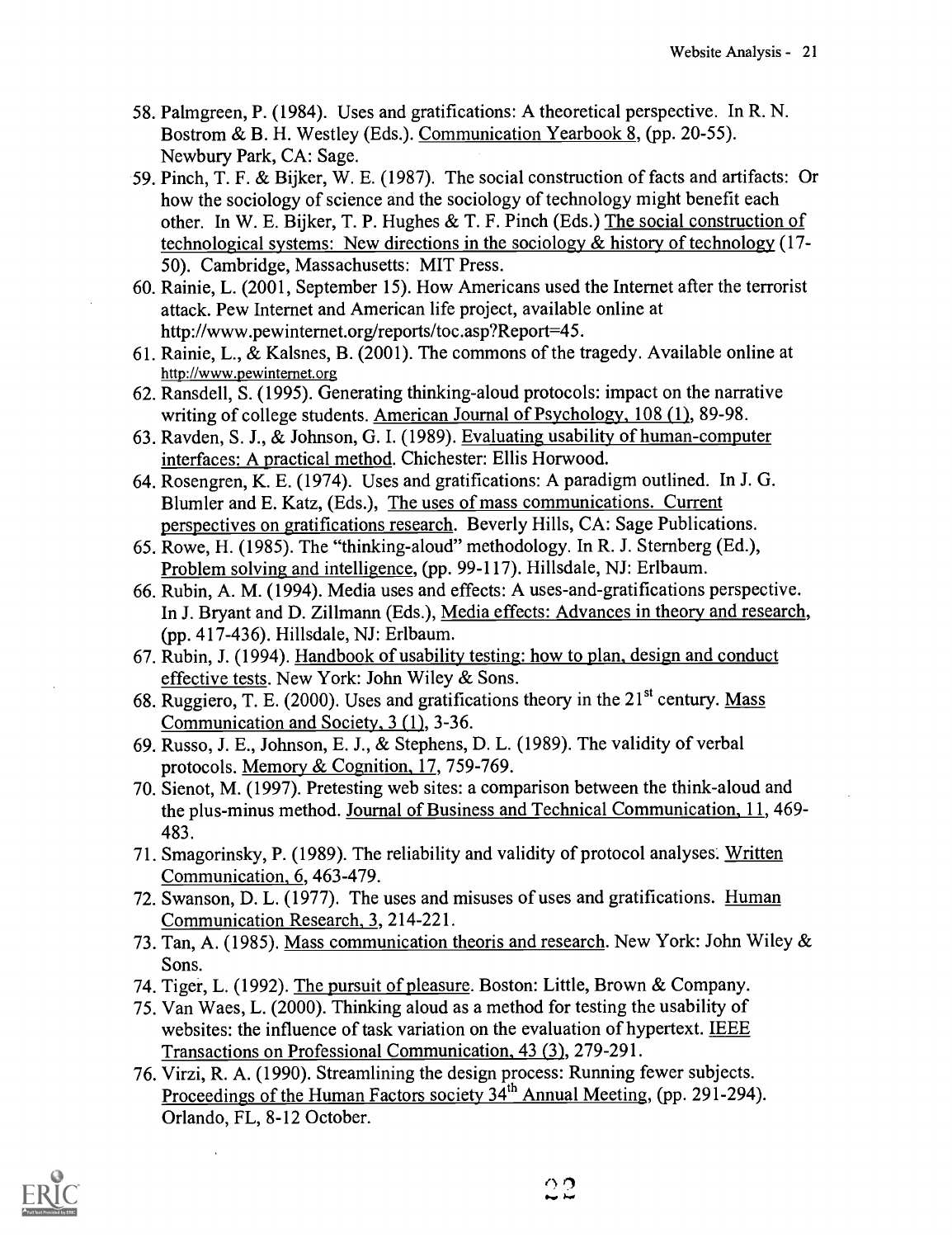58. Palmgreen, P. (1984). Uses and gratifications: A theoretical perspective. In R. N. Bostrom & B. H. Westley (Eds.). Communication Yearbook 8, (pp. 20-55). Newbury Park, CA: Sage.
59. Pinch, T. F. & Bijker, W. E. (1987). The social construction of facts and artifacts: Or how the sociology of science and the sociology of technology might benefit each other. In W. E. Bijker, T. P. Hughes & T. F. Pinch (Eds.) The social construction of technological systems: New directions in the sociology & history of technology (17-50). Cambridge, Massachusetts: MIT Press.
60. Rainie, L. (2001, September 15). How Americans used the Internet after the terrorist attack. Pew Internet and American life project, available online at http://www.pewinternet.org/reports/toc.asp?Report=45.
61. Rainie, L., & Kalsnes, B. (2001). The commons of the tragedy. Available online at http://www.pewinternet.org
62. Ransdell, S. (1995). Generating thinking-aloud protocols: impact on the narrative writing of college students. American Journal of Psychology, 108 (1), 89-98.
63. Ravden, S. J., & Johnson, G. I. (1989). Evaluating usability of human-computer interfaces: A practical method. Chichester: Ellis Horwood.
64. Rosengren, K. E. (1974). Uses and gratifications: A paradigm outlined. In J. G. Blumler and E. Katz, (Eds.), The uses of mass communications. Current perspectives on gratifications research. Beverly Hills, CA: Sage Publications.
65. Rowe, H. (1985). The "thinking-aloud" methodology. In R. J. Sternberg (Ed.), Problem solving and intelligence, (pp. 99-117). Hillsdale, NJ: Erlbaum.
66. Rubin, A. M. (1994). Media uses and effects: A uses-and-gratifications perspective. In J. Bryant and D. Zillmann (Eds.), Media effects: Advances in theory and research, (pp. 417-436). Hillsdale, NJ: Erlbaum.
67. Rubin, J. (1994). Handbook of usability testing: how to plan, design and conduct effective tests. New York: John Wiley & Sons.
68. Ruggiero, T. E. (2000). Uses and gratifications theory in the 21st century. Mass Communication and Society, 3 (1), 3-36.
69. Russo, J. E., Johnson, E. J., & Stephens, D. L. (1989). The validity of verbal protocols. Memory & Cognition, 17, 759-769.
70. Sienot, M. (1997). Pretesting web sites: a comparison between the think-aloud and the plus-minus method. Journal of Business and Technical Communication, 11, 469-483.
71. Smagorinsky, P. (1989). The reliability and validity of protocol analyses. Written Communication, 6, 463-479.
72. Swanson, D. L. (1977). The uses and misuses of uses and gratifications. Human Communication Research, 3, 214-221.
73. Tan, A. (1985). Mass communication theoris and research. New York: John Wiley & Sons.
74. Tiger, L. (1992). The pursuit of pleasure. Boston: Little, Brown & Company.
75. Van Waes, L. (2000). Thinking aloud as a method for testing the usability of websites: the influence of task variation on the evaluation of hypertext. IEEE Transactions on Professional Communication, 43 (3), 279-291.
76. Virzi, R. A. (1990). Streamlining the design process: Running fewer subjects. Proceedings of the Human Factors society 34th Annual Meeting, (pp. 291-294). Orlando, FL, 8-12 October.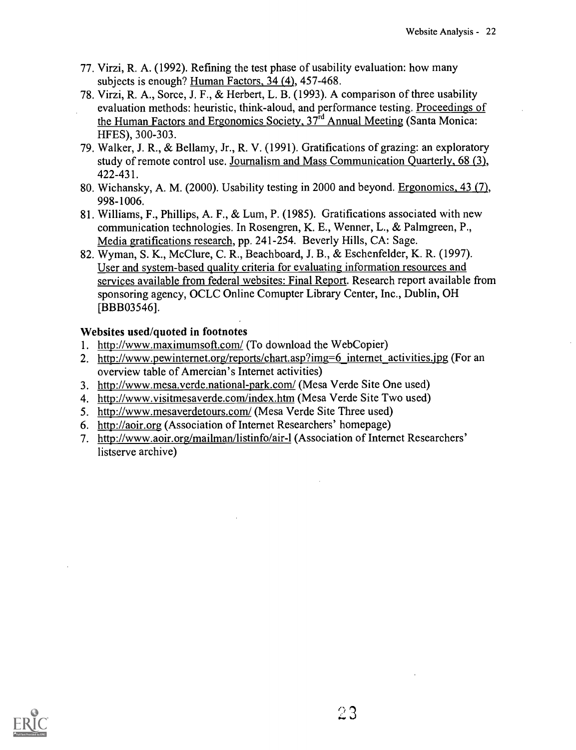77. Virzi, R. A. (1992). Refining the test phase of usability evaluation: how many subjects is enough? Human Factors, 34 (4), 457-468.
78. Virzi, R. A., Sorce, J. F., & Herbert, L. B. (1993). A comparison of three usability evaluation methods: heuristic, think-aloud, and performance testing. Proceedings of the Human Factors and Ergonomics Society, 37rd Annual Meeting (Santa Monica: HFES), 300-303.
79. Walker, J. R., & Bellamy, Jr., R. V. (1991). Gratifications of grazing: an exploratory study of remote control use. Journalism and Mass Communication Quarterly, 68 (3), 422-431.
80. Wichansky, A. M. (2000). Usability testing in 2000 and beyond. Ergonomics, 43 (7), 998-1006.
81. Williams, F., Phillips, A. F., & Lum, P. (1985). Gratifications associated with new communication technologies. In Rosengren, K. E., Wenner, L., & Palmgreen, P., Media gratifications research, pp. 241-254. Beverly Hills, CA: Sage.
82. Wyman, S. K., McClure, C. R., Beachboard, J. B., & Eschenfelder, K. R. (1997). User and system-based quality criteria for evaluating information resources and services available from federal websites: Final Report. Research report available from sponsoring agency, OCLC Online Comupter Library Center, Inc., Dublin, OH [BBB03546].

**Websites used/quoted in footnotes**

1. http://www.maximumsoft.com/ (To download the WebCopier)
2. http://www.pewinternet.org/reports/chart.asp?img=6_internet_activities.jpg (For an overview table of Amercian's Internet activities)
3. http://www.mesa.verde.national-park.com/ (Mesa Verde Site One used)
4. http://www.visitmesaverde.com/index.htm (Mesa Verde Site Two used)
5. http://www.mesaverdetours.com/ (Mesa Verde Site Three used)
6. http://aoir.org (Association of Internet Researchers' homepage)
7. http://www.aoir.org/mailman/listinfo/air-l (Association of Internet Researchers' listserve archive)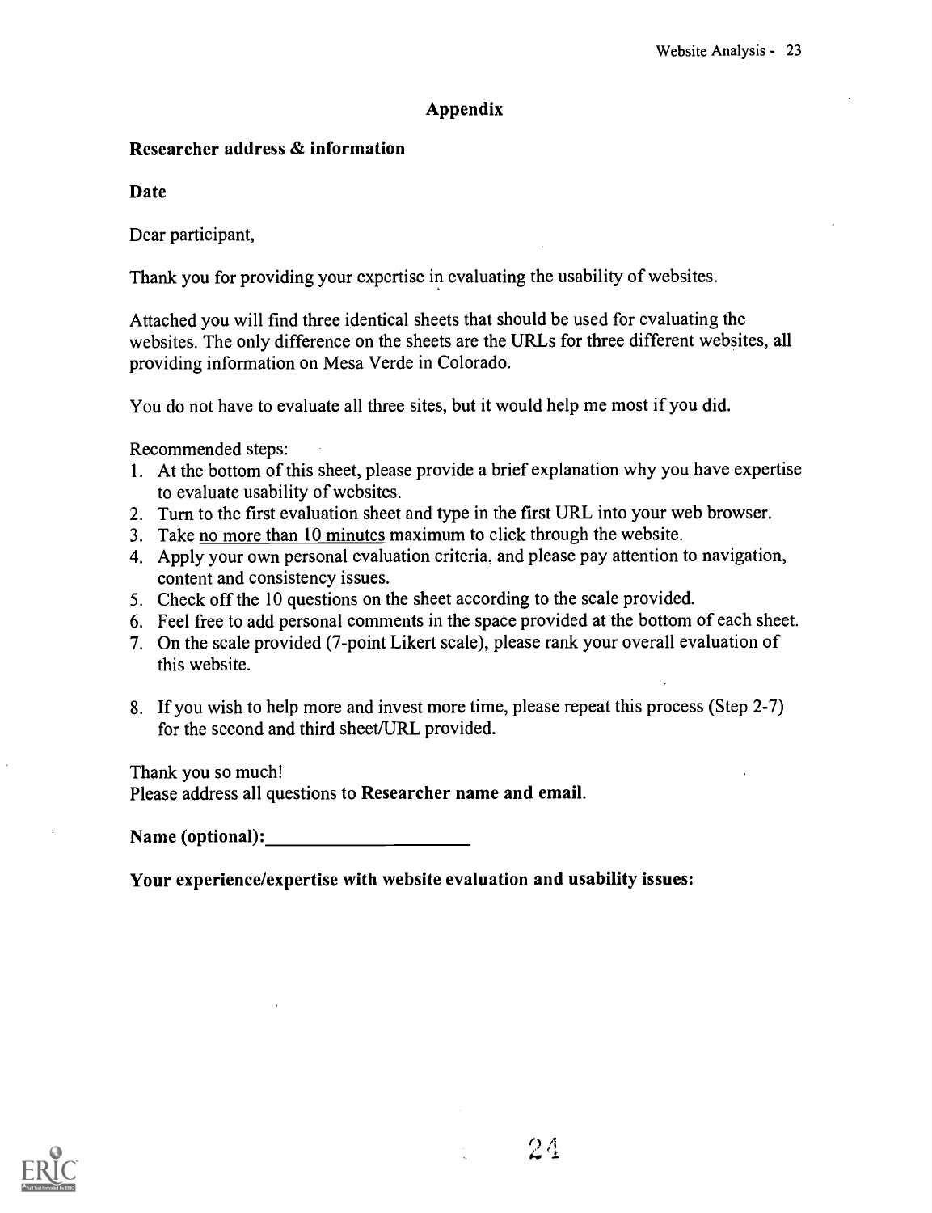## Appendix

**Researcher address & information**

**Date**

Dear participant,

Thank you for providing your expertise in evaluating the usability of websites.

Attached you will find three identical sheets that should be used for evaluating the websites. The only difference on the sheets are the URLs for three different websites, all providing information on Mesa Verde in Colorado.

You do not have to evaluate all three sites, but it would help me most if you did.

Recommended steps:

1. At the bottom of this sheet, please provide a brief explanation why you have expertise to evaluate usability of websites.
2. Turn to the first evaluation sheet and type in the first URL into your web browser.
3. Take <u>no more than 10 minutes</u> maximum to click through the website.
4. Apply your own personal evaluation criteria, and please pay attention to navigation, content and consistency issues.
5. Check off the 10 questions on the sheet according to the scale provided.
6. Feel free to add personal comments in the space provided at the bottom of each sheet.
7. On the scale provided (7-point Likert scale), please rank your overall evaluation of this website.
8. If you wish to help more and invest more time, please repeat this process (Step 2-7) for the second and third sheet/URL provided.

Thank you so much!
Please address all questions to **Researcher name and email.**

**Name (optional):** ______________________

**Your experience/expertise with website evaluation and usability issues:**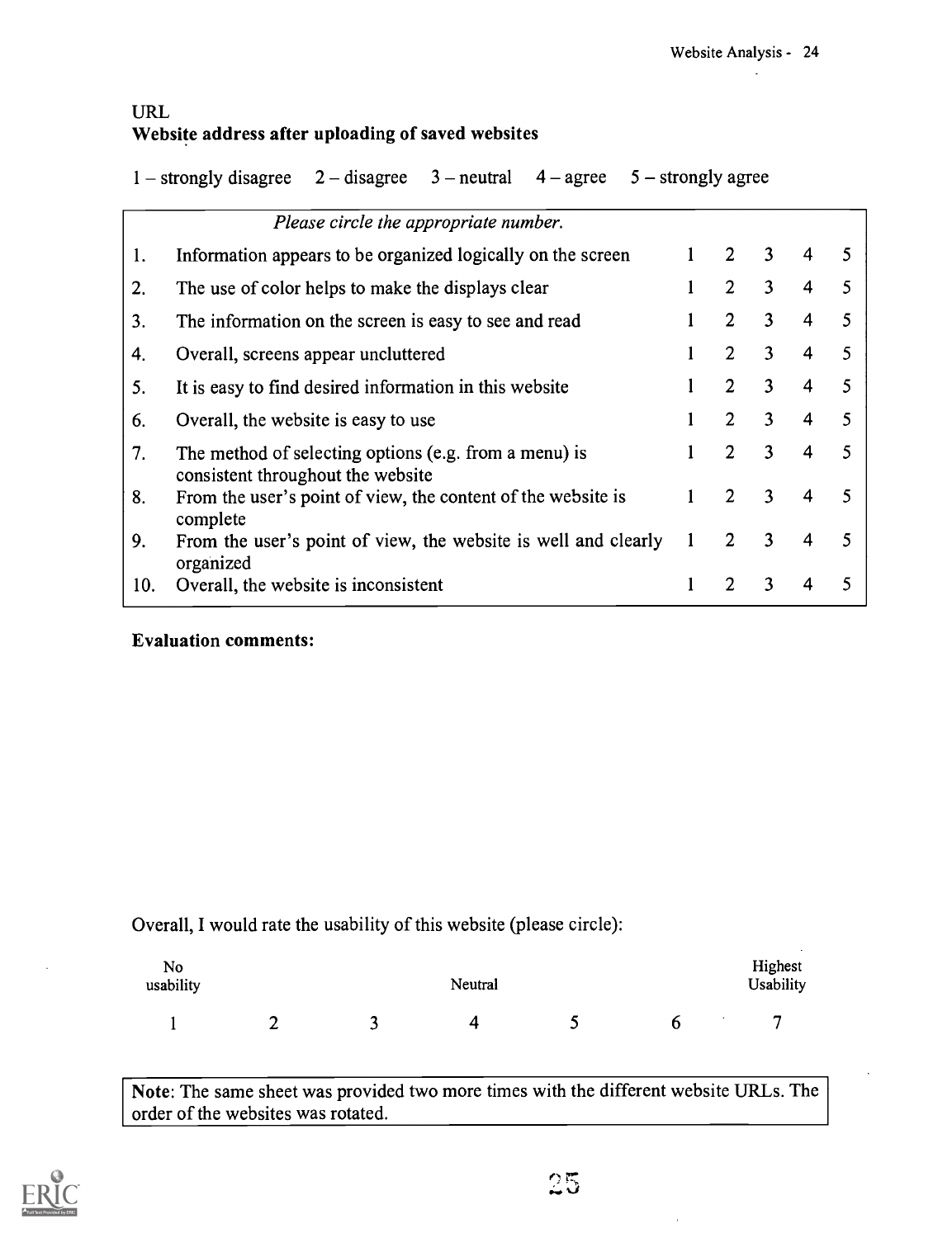URL
**Website address after uploading of saved websites**

1 – strongly disagree 2 – disagree 3 – neutral 4 – agree 5 – strongly agree

| | *Please circle the appropriate number.* | | | | | |
|---|---|---|---|---|---|---|
| 1. | Information appears to be organized logically on the screen | 1 | 2 | 3 | 4 | 5 |
| 2. | The use of color helps to make the displays clear | 1 | 2 | 3 | 4 | 5 |
| 3. | The information on the screen is easy to see and read | 1 | 2 | 3 | 4 | 5 |
| 4. | Overall, screens appear uncluttered | 1 | 2 | 3 | 4 | 5 |
| 5. | It is easy to find desired information in this website | 1 | 2 | 3 | 4 | 5 |
| 6. | Overall, the website is easy to use | 1 | 2 | 3 | 4 | 5 |
| 7. | The method of selecting options (e.g. from a menu) is consistent throughout the website | 1 | 2 | 3 | 4 | 5 |
| 8. | From the user's point of view, the content of the website is complete | 1 | 2 | 3 | 4 | 5 |
| 9. | From the user's point of view, the website is well and clearly organized | 1 | 2 | 3 | 4 | 5 |
| 10. | Overall, the website is inconsistent | 1 | 2 | 3 | 4 | 5 |

**Evaluation comments:**

Overall, I would rate the usability of this website (please circle):

| No usability | | | Neutral | | | Highest Usability |
|---|---|---|---|---|---|---|
| 1 | 2 | 3 | 4 | 5 | 6 | 7 |

**Note**: The same sheet was provided two more times with the different website URLs. The order of the websites was rotated.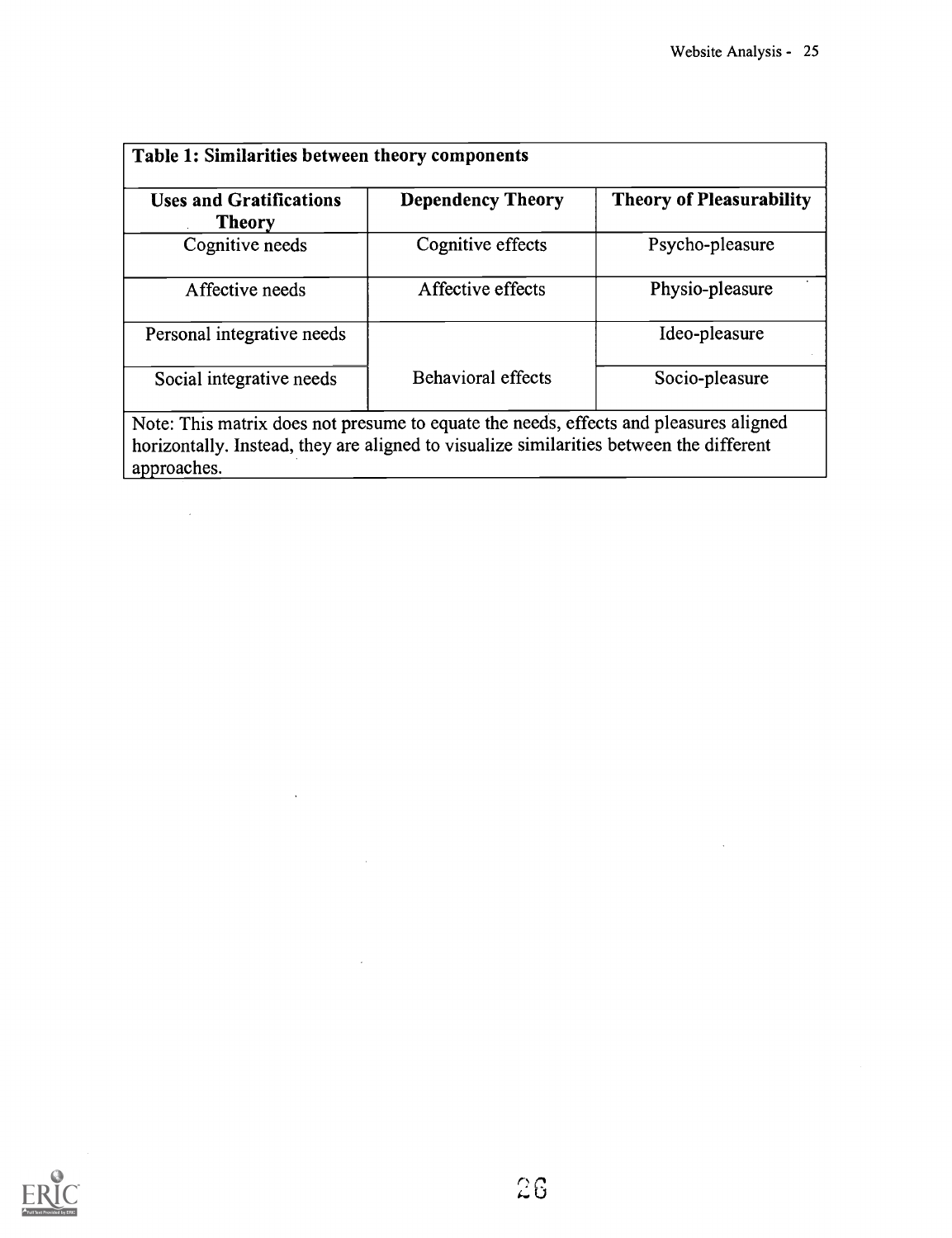**Table 1: Similarities between theory components**

| Uses and Gratifications Theory | Dependency Theory | Theory of Pleasurability |
|---|---|---|
| Cognitive needs | Cognitive effects | Psycho-pleasure |
| Affective needs | Affective effects | Physio-pleasure |
| Personal integrative needs | Behavioral effects | Ideo-pleasure |
| Social integrative needs | | Socio-pleasure |

Note: This matrix does not presume to equate the needs, effects and pleasures aligned horizontally. Instead, they are aligned to visualize similarities between the different approaches.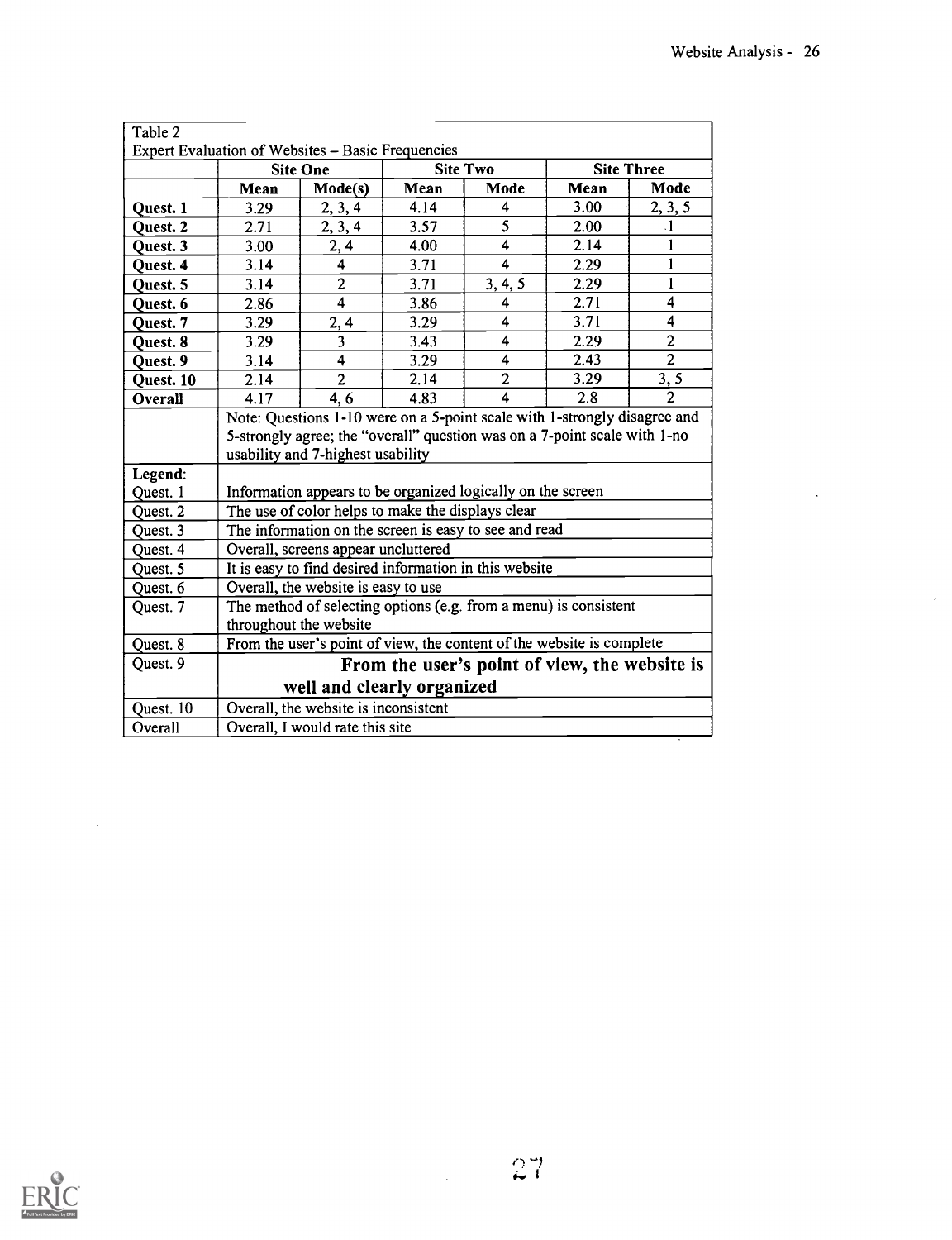Table 2
Expert Evaluation of Websites – Basic Frequencies

| | Site One | | Site Two | | Site Three | |
|---|---|---|---|---|---|---|
| | Mean | Mode(s) | Mean | Mode | Mean | Mode |
| Quest. 1 | 3.29 | 2, 3, 4 | 4.14 | 4 | 3.00 | 2, 3, 5 |
| Quest. 2 | 2.71 | 2, 3, 4 | 3.57 | 5 | 2.00 | 1 |
| Quest. 3 | 3.00 | 2, 4 | 4.00 | 4 | 2.14 | 1 |
| Quest. 4 | 3.14 | 4 | 3.71 | 4 | 2.29 | 1 |
| Quest. 5 | 3.14 | 2 | 3.71 | 3, 4, 5 | 2.29 | 1 |
| Quest. 6 | 2.86 | 4 | 3.86 | 4 | 2.71 | 4 |
| Quest. 7 | 3.29 | 2, 4 | 3.29 | 4 | 3.71 | 4 |
| Quest. 8 | 3.29 | 3 | 3.43 | 4 | 2.29 | 2 |
| Quest. 9 | 3.14 | 4 | 3.29 | 4 | 2.43 | 2 |
| Quest. 10 | 2.14 | 2 | 2.14 | 2 | 3.29 | 3, 5 |
| Overall | 4.17 | 4, 6 | 4.83 | 4 | 2.8 | 2 |

Note: Questions 1-10 were on a 5-point scale with 1-strongly disagree and 5-strongly agree; the "overall" question was on a 7-point scale with 1-no usability and 7-highest usability

| Legend: | |
|---|---|
| Quest. 1 | Information appears to be organized logically on the screen |
| Quest. 2 | The use of color helps to make the displays clear |
| Quest. 3 | The information on the screen is easy to see and read |
| Quest. 4 | Overall, screens appear uncluttered |
| Quest. 5 | It is easy to find desired information in this website |
| Quest. 6 | Overall, the website is easy to use |
| Quest. 7 | The method of selecting options (e.g. from a menu) is consistent throughout the website |
| Quest. 8 | From the user's point of view, the content of the website is complete |
| Quest. 9 | From the user's point of view, the website is well and clearly organized |
| Quest. 10 | Overall, the website is inconsistent |
| Overall | Overall, I would rate this site |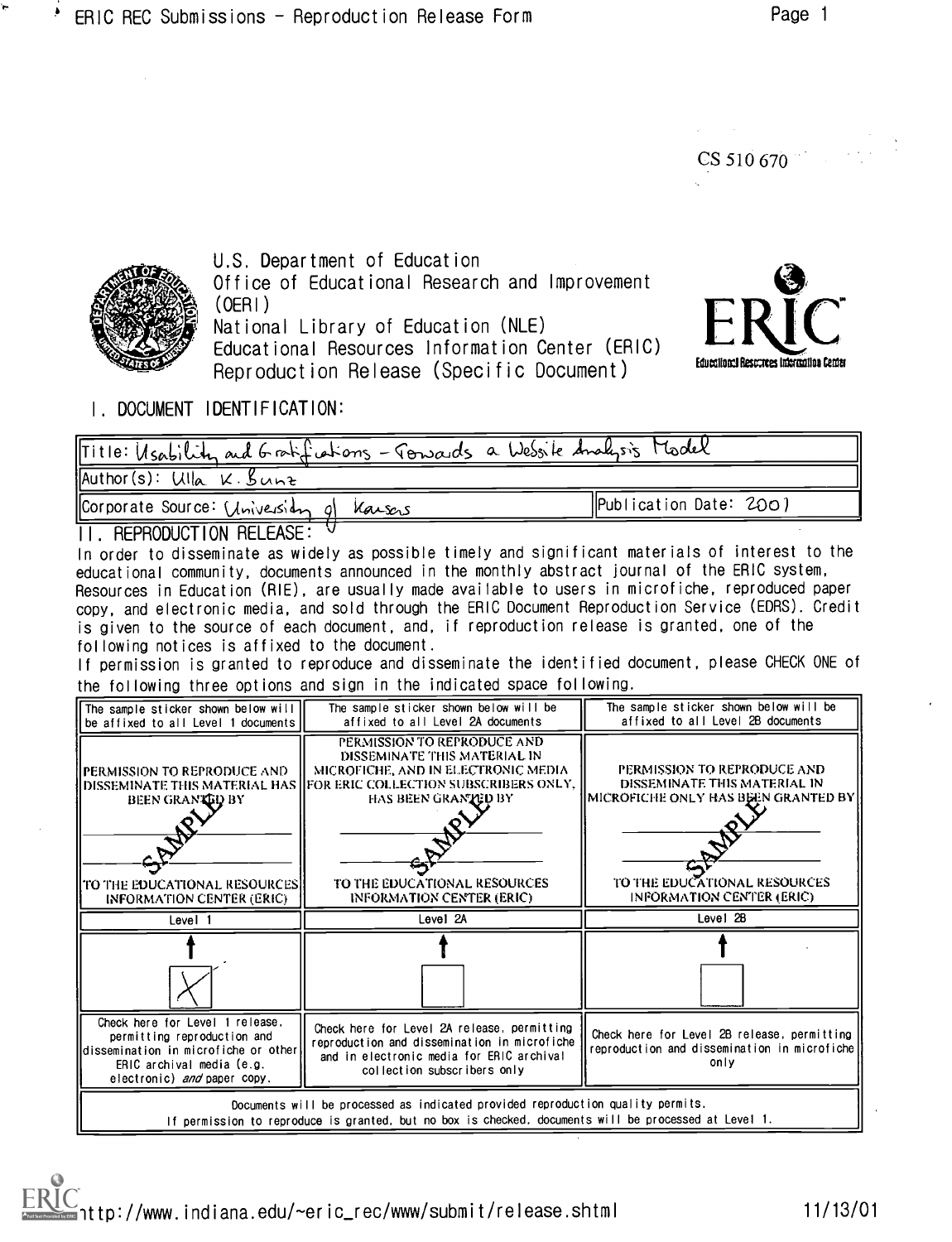CS 510 670

U.S. Department of Education
Office of Educational Research and Improvement (OERI)
National Library of Education (NLE)
Educational Resources Information Center (ERIC)
Reproduction Release (Specific Document)

## I. DOCUMENT IDENTIFICATION:

| Title: Usability and Gratifications - Towards a Website Analysis Model | |
|---|---|
| Author(s): Ulla K. Bunz | |
| Corporate Source: University of Kansas | Publication Date: 2001 |

## II. REPRODUCTION RELEASE:

In order to disseminate as widely as possible timely and significant materials of interest to the educational community, documents announced in the monthly abstract journal of the ERIC system, Resources in Education (RIE), are usually made available to users in microfiche, reproduced paper copy, and electronic media, and sold through the ERIC Document Reproduction Service (EDRS). Credit is given to the source of each document, and, if reproduction release is granted, one of the following notices is affixed to the document.

If permission is granted to reproduce and disseminate the identified document, please CHECK ONE of the following three options and sign in the indicated space following.

| The sample sticker shown below will be affixed to all Level 1 documents | The sample sticker shown below will be affixed to all Level 2A documents | The sample sticker shown below will be affixed to all Level 2B documents |
|---|---|---|
| PERMISSION TO REPRODUCE AND DISSEMINATE THIS MATERIAL HAS BEEN GRANTED BY SAMPLE TO THE EDUCATIONAL RESOURCES INFORMATION CENTER (ERIC) | PERMISSION TO REPRODUCE AND DISSEMINATE THIS MATERIAL IN MICROFICHE, AND IN ELECTRONIC MEDIA FOR ERIC COLLECTION SUBSCRIBERS ONLY, HAS BEEN GRANTED BY SAMPLE TO THE EDUCATIONAL RESOURCES INFORMATION CENTER (ERIC) | PERMISSION TO REPRODUCE AND DISSEMINATE THIS MATERIAL IN MICROFICHE ONLY HAS BEEN GRANTED BY SAMPLE TO THE EDUCATIONAL RESOURCES INFORMATION CENTER (ERIC) |
| Level 1 | Level 2A | Level 2B |
| [X] | [ ] | [ ] |
| Check here for Level 1 release, permitting reproduction and dissemination in microfiche or other ERIC archival media (e.g. electronic) *and* paper copy. | Check here for Level 2A release, permitting reproduction and dissemination in microfiche and in electronic media for ERIC archival collection subscribers only | Check here for Level 2B release, permitting reproduction and dissemination in microfiche only |

Documents will be processed as indicated provided reproduction quality permits.
If permission to reproduce is granted, but no box is checked, documents will be processed at Level 1.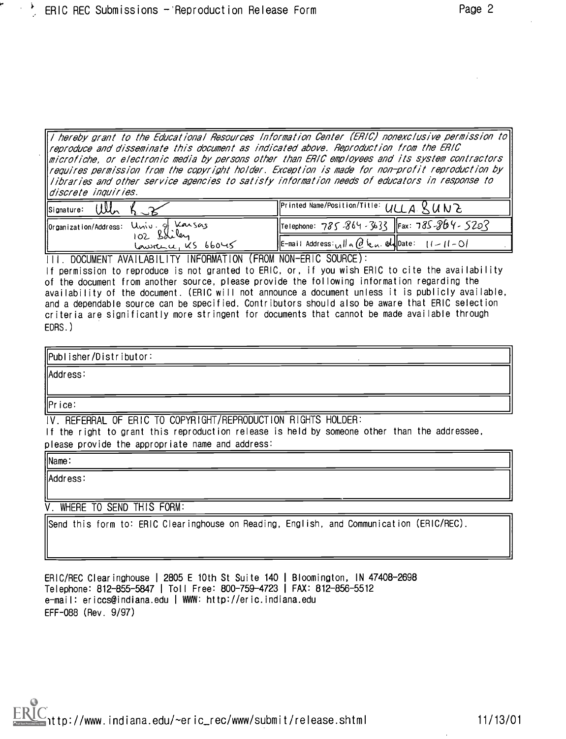*I hereby grant to the Educational Resources Information Center (ERIC) nonexclusive permission to reproduce and disseminate this document as indicated above. Reproduction from the ERIC microfiche, or electronic media by persons other than ERIC employees and its system contractors requires permission from the copyright holder. Exception is made for non-profit reproduction by libraries and other service agencies to satisfy information needs of educators in response to discrete inquiries.*

| | | |
|---|---|---|
| Signature: Ulla Bunz | Printed Name/Position/Title: ULLA BUNZ | |
| Organization/Address: Univ. of Kansas, 102 Bailey, Lawrence, KS 66045 | Telephone: 785-864-3633 | Fax: 785-864-5203 |
| | E-mail Address: ulla@ku.edu | Date: 11-11-01 |

III. DOCUMENT AVAILABILITY INFORMATION (FROM NON-ERIC SOURCE):

If permission to reproduce is not granted to ERIC, or, if you wish ERIC to cite the availability of the document from another source, please provide the following information regarding the availability of the document. (ERIC will not announce a document unless it is publicly available, and a dependable source can be specified. Contributors should also be aware that ERIC selection criteria are significantly more stringent for documents that cannot be made available through EDRS.)

| |
|---|
| Publisher/Distributor: |
| Address: |
| Price: |

IV. REFERRAL OF ERIC TO COPYRIGHT/REPRODUCTION RIGHTS HOLDER:

If the right to grant this reproduction release is held by someone other than the addressee, please provide the appropriate name and address:

| |
|---|
| Name: |
| Address: |

V. WHERE TO SEND THIS FORM:

| |
|---|
| Send this form to: ERIC Clearinghouse on Reading, English, and Communication (ERIC/REC). |

ERIC/REC Clearinghouse | 2805 E 10th St Suite 140 | Bloomington, IN 47408-2698
Telephone: 812-855-5847 | Toll Free: 800-759-4723 | FAX: 812-856-5512
e-mail: ericcs@indiana.edu | WWW: http://eric.indiana.edu
EFF-088 (Rev. 9/97)